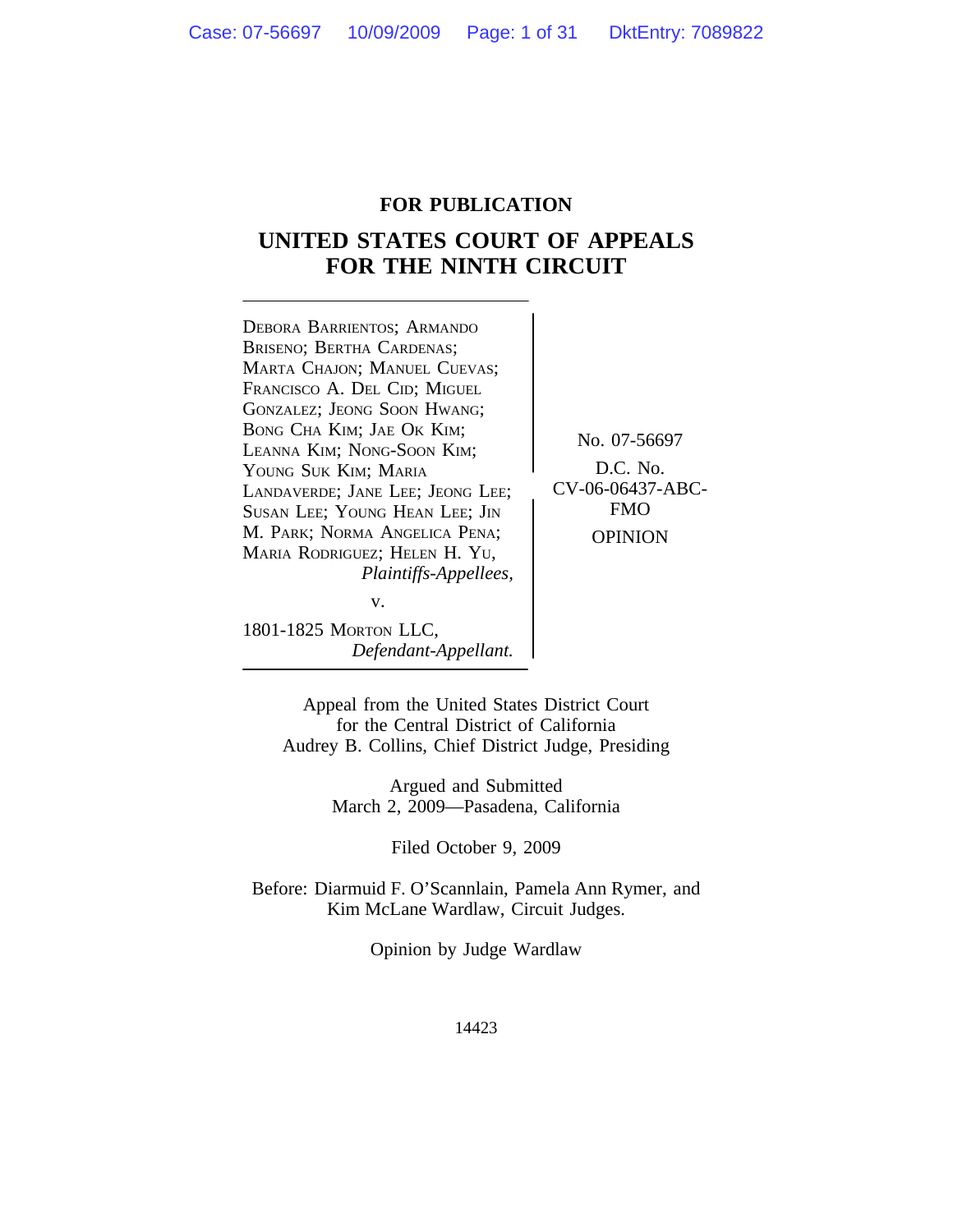**FOR PUBLICATION**

# UNITED STATES COURT OF APPEALS FOR THE NINTH CIRCUIT

DEBORA BARRIENTOS; ARMANDO BRISENO; BERTHA CARDENAS; MARTA CHAJON; MANUEL CUEVAS; FRANCISCO A. DEL CID; MIGUEL GONZALEZ; JEONG SOON HWANG; BONG CHA KIM; JAE OK KIM; LEANNA KIM; NONG-SOON KIM; YOUNG SUK KIM; MARIA LANDAVERDE; JANE LEE; JEONG LEE; SUSAN LEE; YOUNG HEAN LEE; JIN M. PARK; NORMA ANGELICA PENA; MARIA RODRIGUEZ; HELEN H. YU,
*Plaintiffs-Appellees,*

v.

1801-1825 MORTON LLC,
*Defendant-Appellant.*

No. 07-56697

D.C. No. CV-06-06437-ABC-FMO

OPINION

Appeal from the United States District Court for the Central District of California
Audrey B. Collins, Chief District Judge, Presiding

Argued and Submitted
March 2, 2009—Pasadena, California

Filed October 9, 2009

Before: Diarmuid F. O'Scannlain, Pamela Ann Rymer, and Kim McLane Wardlaw, Circuit Judges.

Opinion by Judge Wardlaw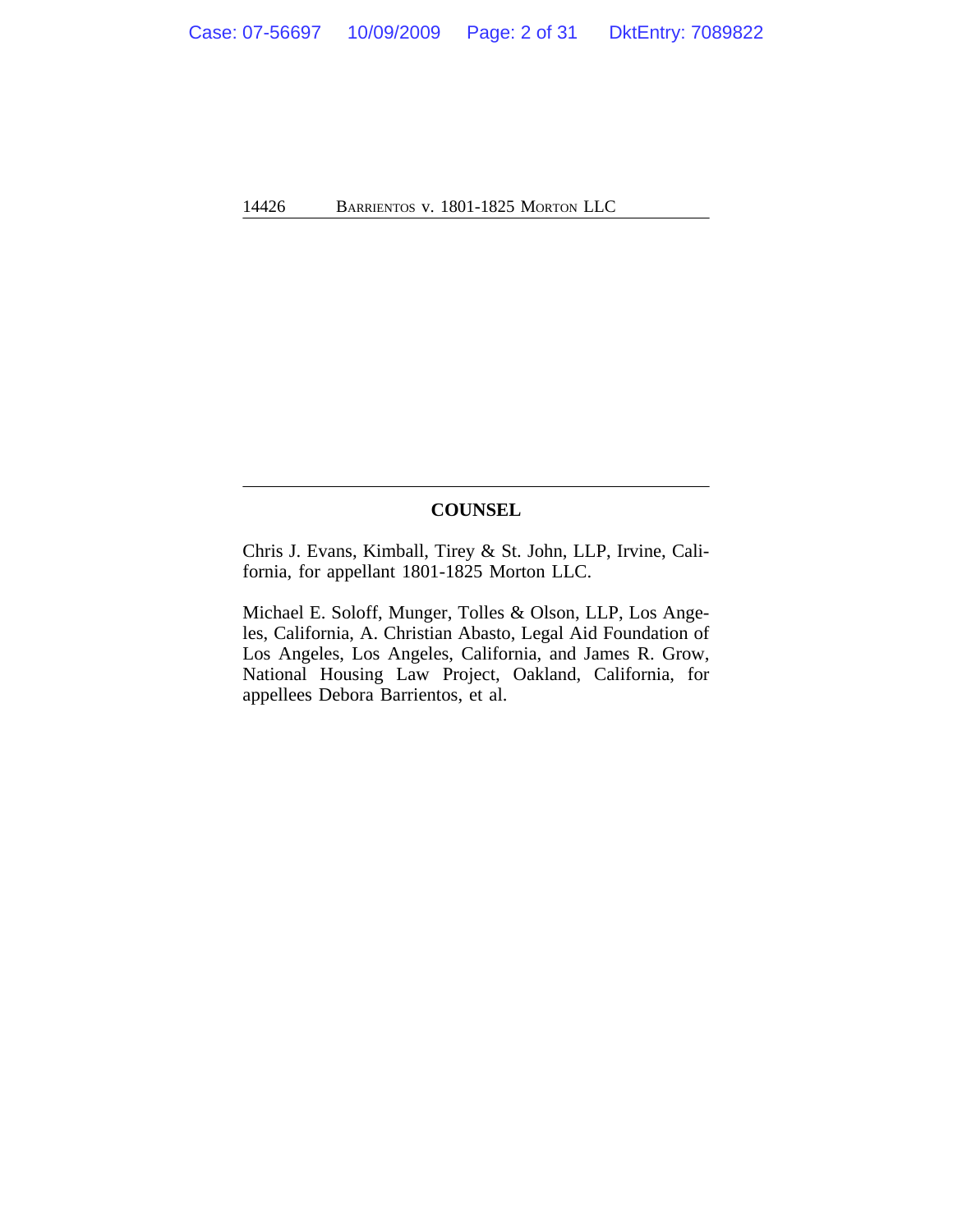## COUNSEL

Chris J. Evans, Kimball, Tirey & St. John, LLP, Irvine, California, for appellant 1801-1825 Morton LLC.

Michael E. Soloff, Munger, Tolles & Olson, LLP, Los Angeles, California, A. Christian Abasto, Legal Aid Foundation of Los Angeles, Los Angeles, California, and James R. Grow, National Housing Law Project, Oakland, California, for appellees Debora Barrientos, et al.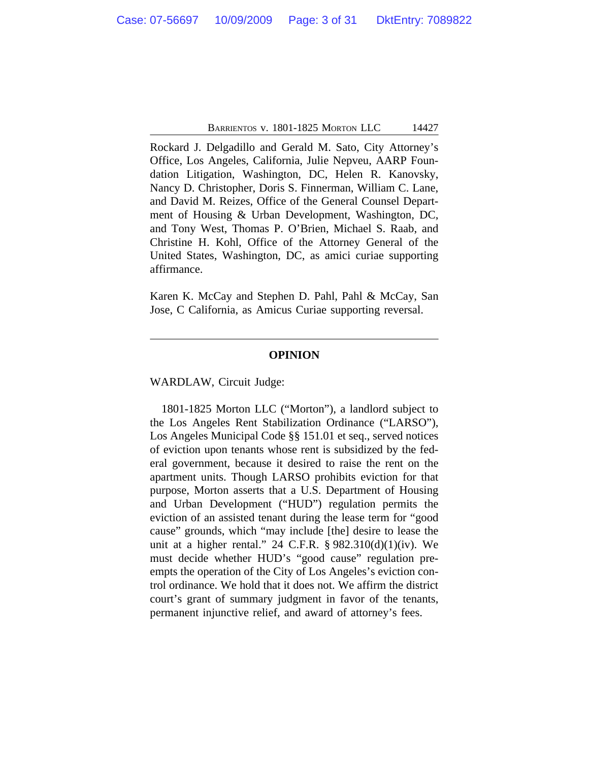Rockard J. Delgadillo and Gerald M. Sato, City Attorney's Office, Los Angeles, California, Julie Nepveu, AARP Foundation Litigation, Washington, DC, Helen R. Kanovsky, Nancy D. Christopher, Doris S. Finnerman, William C. Lane, and David M. Reizes, Office of the General Counsel Department of Housing & Urban Development, Washington, DC, and Tony West, Thomas P. O'Brien, Michael S. Raab, and Christine H. Kohl, Office of the Attorney General of the United States, Washington, DC, as amici curiae supporting affirmance.

Karen K. McCay and Stephen D. Pahl, Pahl & McCay, San Jose, C California, as Amicus Curiae supporting reversal.

---

**OPINION**

WARDLAW, Circuit Judge:

1801-1825 Morton LLC ("Morton"), a landlord subject to the Los Angeles Rent Stabilization Ordinance ("LARSO"), Los Angeles Municipal Code §§ 151.01 et seq., served notices of eviction upon tenants whose rent is subsidized by the federal government, because it desired to raise the rent on the apartment units. Though LARSO prohibits eviction for that purpose, Morton asserts that a U.S. Department of Housing and Urban Development ("HUD") regulation permits the eviction of an assisted tenant during the lease term for "good cause" grounds, which "may include [the] desire to lease the unit at a higher rental." 24 C.F.R. § 982.310(d)(1)(iv). We must decide whether HUD's "good cause" regulation preempts the operation of the City of Los Angeles's eviction control ordinance. We hold that it does not. We affirm the district court's grant of summary judgment in favor of the tenants, permanent injunctive relief, and award of attorney's fees.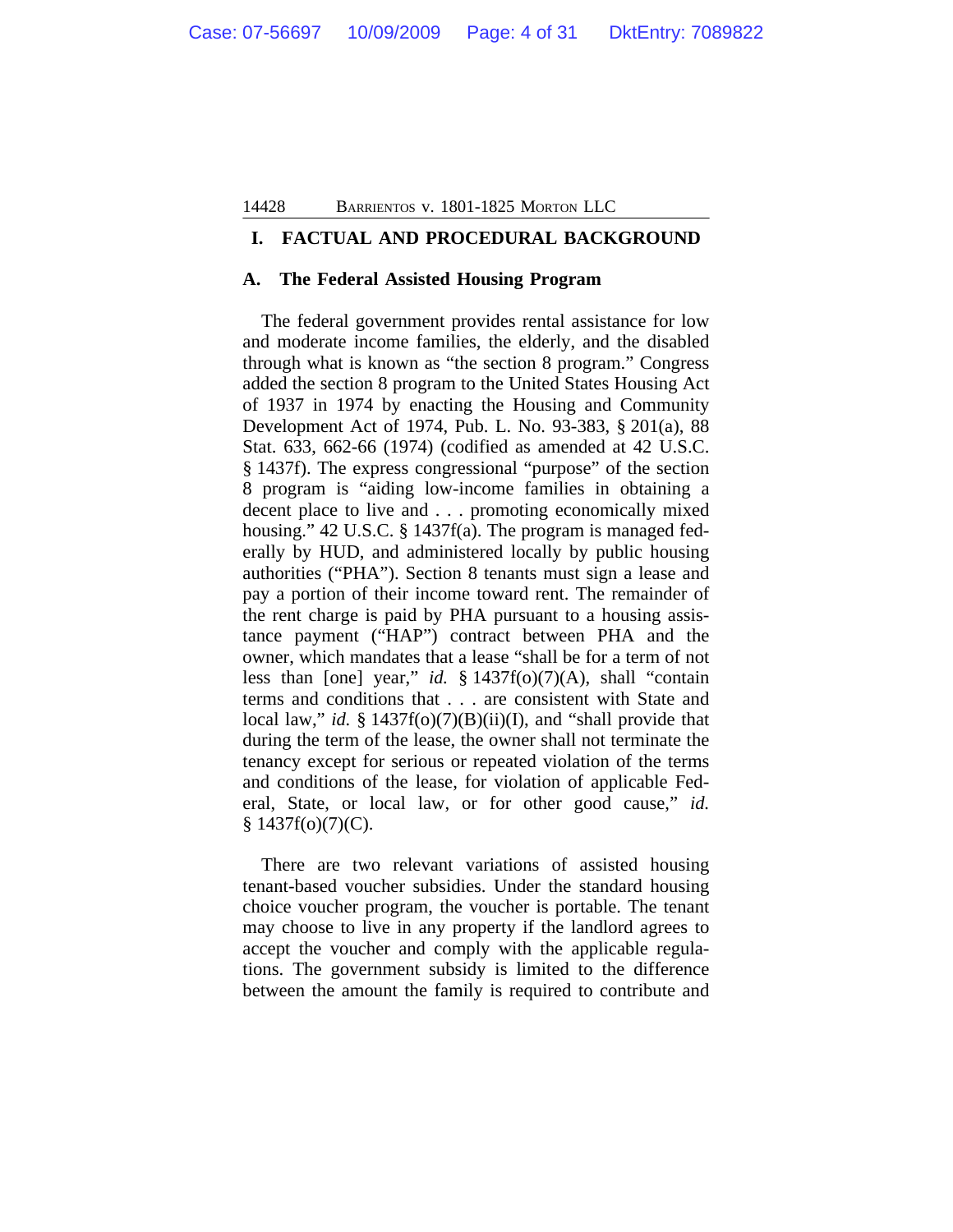## I. FACTUAL AND PROCEDURAL BACKGROUND

### A. The Federal Assisted Housing Program

The federal government provides rental assistance for low and moderate income families, the elderly, and the disabled through what is known as "the section 8 program." Congress added the section 8 program to the United States Housing Act of 1937 in 1974 by enacting the Housing and Community Development Act of 1974, Pub. L. No. 93-383, § 201(a), 88 Stat. 633, 662-66 (1974) (codified as amended at 42 U.S.C. § 1437f). The express congressional "purpose" of the section 8 program is "aiding low-income families in obtaining a decent place to live and . . . promoting economically mixed housing." 42 U.S.C. § 1437f(a). The program is managed federally by HUD, and administered locally by public housing authorities ("PHA"). Section 8 tenants must sign a lease and pay a portion of their income toward rent. The remainder of the rent charge is paid by PHA pursuant to a housing assistance payment ("HAP") contract between PHA and the owner, which mandates that a lease "shall be for a term of not less than [one] year," *id.* § 1437f(o)(7)(A), shall "contain terms and conditions that . . . are consistent with State and local law," *id.* § 1437f(o)(7)(B)(ii)(I), and "shall provide that during the term of the lease, the owner shall not terminate the tenancy except for serious or repeated violation of the terms and conditions of the lease, for violation of applicable Federal, State, or local law, or for other good cause," *id.* § 1437f(o)(7)(C).

There are two relevant variations of assisted housing tenant-based voucher subsidies. Under the standard housing choice voucher program, the voucher is portable. The tenant may choose to live in any property if the landlord agrees to accept the voucher and comply with the applicable regulations. The government subsidy is limited to the difference between the amount the family is required to contribute and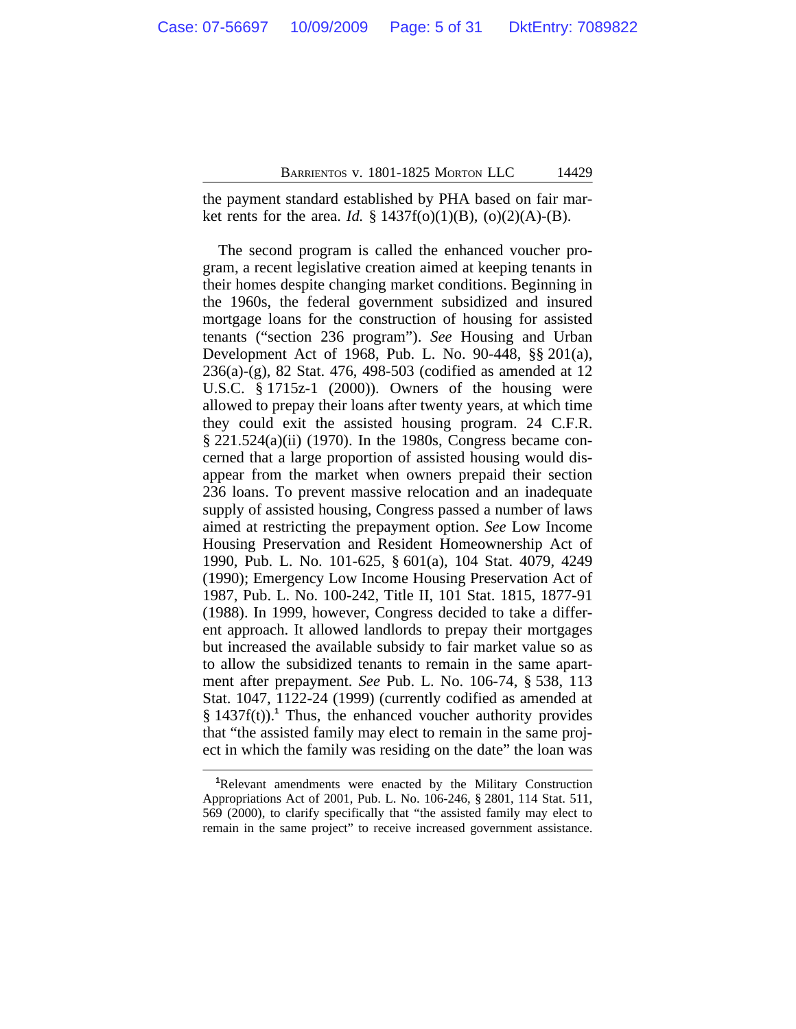the payment standard established by PHA based on fair market rents for the area. *Id.* § 1437f(o)(1)(B), (o)(2)(A)-(B).

The second program is called the enhanced voucher program, a recent legislative creation aimed at keeping tenants in their homes despite changing market conditions. Beginning in the 1960s, the federal government subsidized and insured mortgage loans for the construction of housing for assisted tenants ("section 236 program"). *See* Housing and Urban Development Act of 1968, Pub. L. No. 90-448, §§ 201(a), 236(a)-(g), 82 Stat. 476, 498-503 (codified as amended at 12 U.S.C. § 1715z-1 (2000)). Owners of the housing were allowed to prepay their loans after twenty years, at which time they could exit the assisted housing program. 24 C.F.R. § 221.524(a)(ii) (1970). In the 1980s, Congress became concerned that a large proportion of assisted housing would disappear from the market when owners prepaid their section 236 loans. To prevent massive relocation and an inadequate supply of assisted housing, Congress passed a number of laws aimed at restricting the prepayment option. *See* Low Income Housing Preservation and Resident Homeownership Act of 1990, Pub. L. No. 101-625, § 601(a), 104 Stat. 4079, 4249 (1990); Emergency Low Income Housing Preservation Act of 1987, Pub. L. No. 100-242, Title II, 101 Stat. 1815, 1877-91 (1988). In 1999, however, Congress decided to take a different approach. It allowed landlords to prepay their mortgages but increased the available subsidy to fair market value so as to allow the subsidized tenants to remain in the same apartment after prepayment. *See* Pub. L. No. 106-74, § 538, 113 Stat. 1047, 1122-24 (1999) (currently codified as amended at § 1437f(t)).[1] Thus, the enhanced voucher authority provides that "the assisted family may elect to remain in the same project in which the family was residing on the date" the loan was

[1]Relevant amendments were enacted by the Military Construction Appropriations Act of 2001, Pub. L. No. 106-246, § 2801, 114 Stat. 511, 569 (2000), to clarify specifically that "the assisted family may elect to remain in the same project" to receive increased government assistance.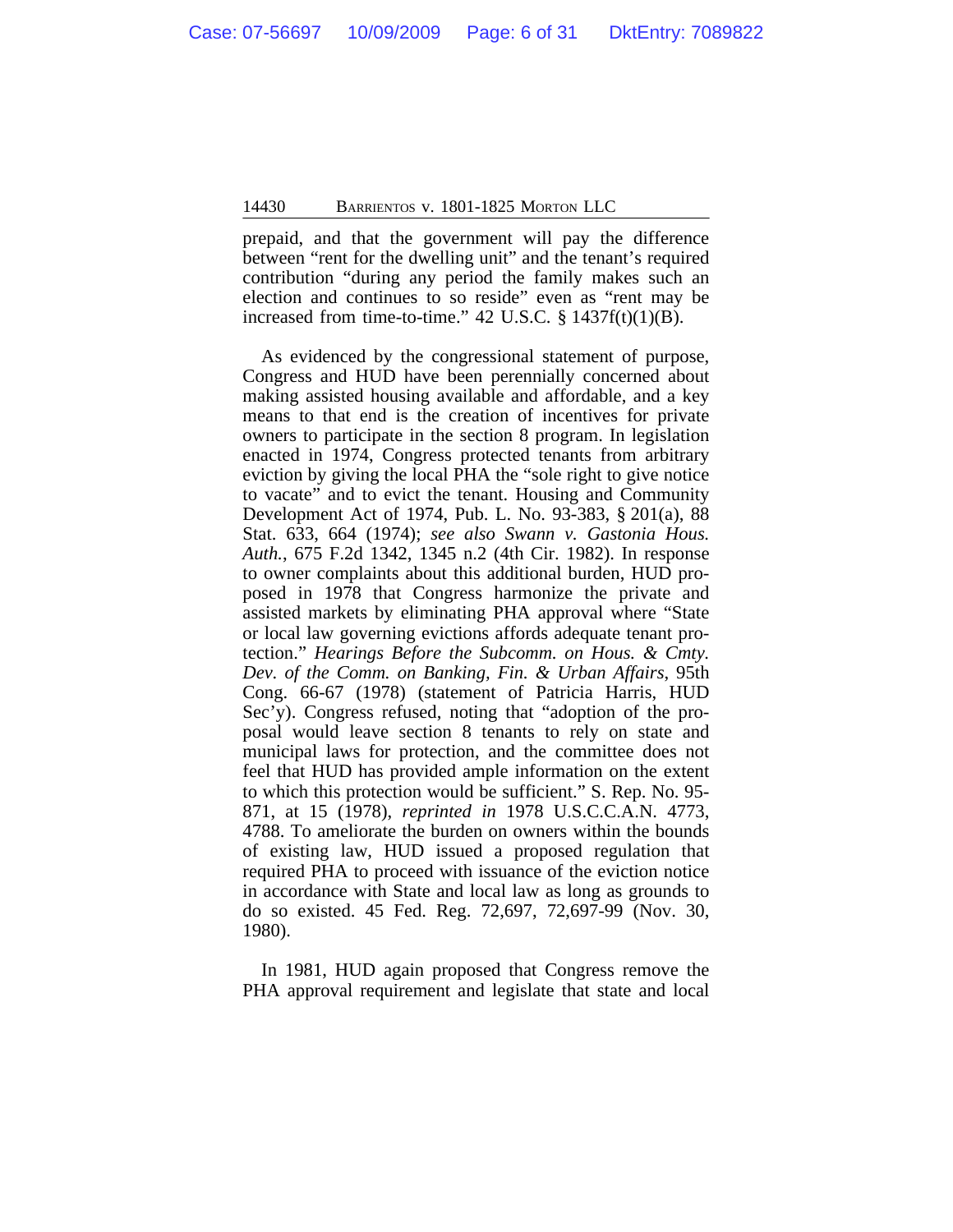prepaid, and that the government will pay the difference between "rent for the dwelling unit" and the tenant's required contribution "during any period the family makes such an election and continues to so reside" even as "rent may be increased from time-to-time." 42 U.S.C. § 1437f(t)(1)(B).

As evidenced by the congressional statement of purpose, Congress and HUD have been perennially concerned about making assisted housing available and affordable, and a key means to that end is the creation of incentives for private owners to participate in the section 8 program. In legislation enacted in 1974, Congress protected tenants from arbitrary eviction by giving the local PHA the "sole right to give notice to vacate" and to evict the tenant. Housing and Community Development Act of 1974, Pub. L. No. 93-383, § 201(a), 88 Stat. 633, 664 (1974); *see also Swann v. Gastonia Hous. Auth.*, 675 F.2d 1342, 1345 n.2 (4th Cir. 1982). In response to owner complaints about this additional burden, HUD proposed in 1978 that Congress harmonize the private and assisted markets by eliminating PHA approval where "State or local law governing evictions affords adequate tenant protection." *Hearings Before the Subcomm. on Hous. & Cmty. Dev. of the Comm. on Banking, Fin. & Urban Affairs*, 95th Cong. 66-67 (1978) (statement of Patricia Harris, HUD Sec'y). Congress refused, noting that "adoption of the proposal would leave section 8 tenants to rely on state and municipal laws for protection, and the committee does not feel that HUD has provided ample information on the extent to which this protection would be sufficient." S. Rep. No. 95-871, at 15 (1978), *reprinted in* 1978 U.S.C.C.A.N. 4773, 4788. To ameliorate the burden on owners within the bounds of existing law, HUD issued a proposed regulation that required PHA to proceed with issuance of the eviction notice in accordance with State and local law as long as grounds to do so existed. 45 Fed. Reg. 72,697, 72,697-99 (Nov. 30, 1980).

In 1981, HUD again proposed that Congress remove the PHA approval requirement and legislate that state and local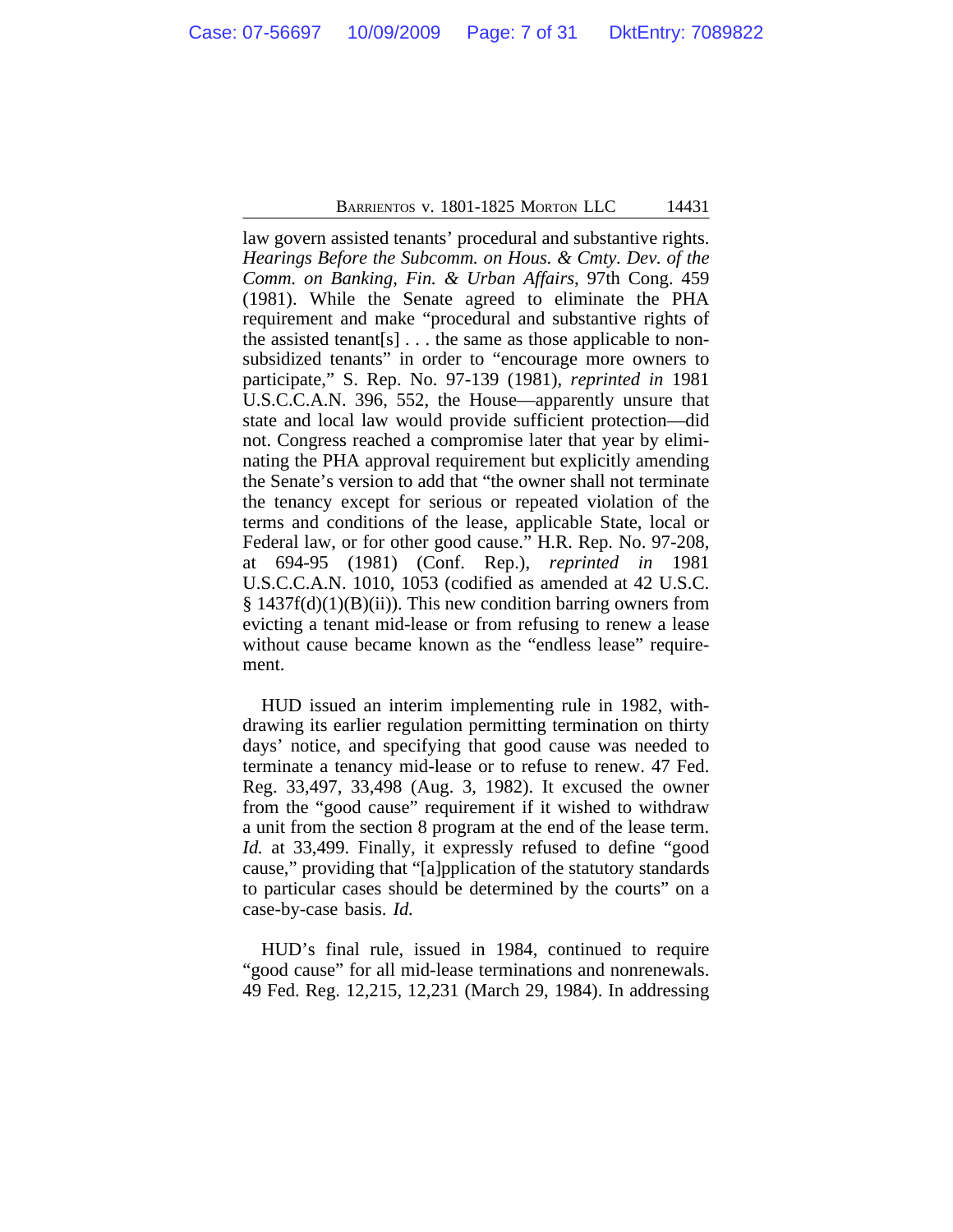law govern assisted tenants' procedural and substantive rights. *Hearings Before the Subcomm. on Hous. & Cmty. Dev. of the Comm. on Banking, Fin. & Urban Affairs*, 97th Cong. 459 (1981). While the Senate agreed to eliminate the PHA requirement and make "procedural and substantive rights of the assisted tenant[s] . . . the same as those applicable to non-subsidized tenants" in order to "encourage more owners to participate," S. Rep. No. 97-139 (1981), *reprinted in* 1981 U.S.C.C.A.N. 396, 552, the House—apparently unsure that state and local law would provide sufficient protection—did not. Congress reached a compromise later that year by eliminating the PHA approval requirement but explicitly amending the Senate's version to add that "the owner shall not terminate the tenancy except for serious or repeated violation of the terms and conditions of the lease, applicable State, local or Federal law, or for other good cause." H.R. Rep. No. 97-208, at 694-95 (1981) (Conf. Rep.), *reprinted in* 1981 U.S.C.C.A.N. 1010, 1053 (codified as amended at 42 U.S.C. § 1437f(d)(1)(B)(ii)). This new condition barring owners from evicting a tenant mid-lease or from refusing to renew a lease without cause became known as the "endless lease" requirement.

HUD issued an interim implementing rule in 1982, withdrawing its earlier regulation permitting termination on thirty days' notice, and specifying that good cause was needed to terminate a tenancy mid-lease or to refuse to renew. 47 Fed. Reg. 33,497, 33,498 (Aug. 3, 1982). It excused the owner from the "good cause" requirement if it wished to withdraw a unit from the section 8 program at the end of the lease term. *Id.* at 33,499. Finally, it expressly refused to define "good cause," providing that "[a]pplication of the statutory standards to particular cases should be determined by the courts" on a case-by-case basis. *Id.*

HUD's final rule, issued in 1984, continued to require "good cause" for all mid-lease terminations and nonrenewals. 49 Fed. Reg. 12,215, 12,231 (March 29, 1984). In addressing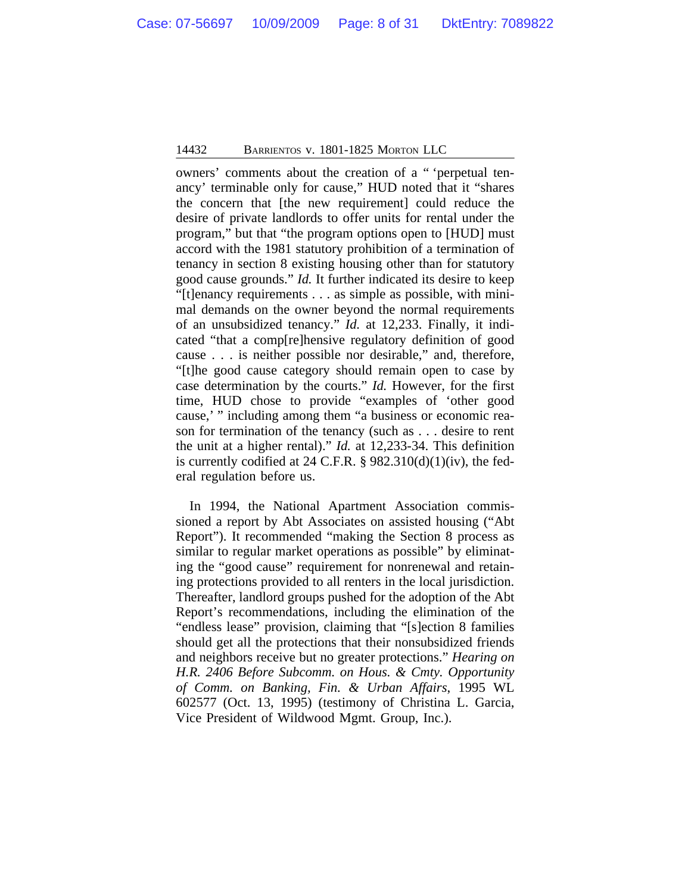owners' comments about the creation of a " 'perpetual tenancy' terminable only for cause," HUD noted that it "shares the concern that [the new requirement] could reduce the desire of private landlords to offer units for rental under the program," but that "the program options open to [HUD] must accord with the 1981 statutory prohibition of a termination of tenancy in section 8 existing housing other than for statutory good cause grounds." *Id.* It further indicated its desire to keep "[t]enancy requirements . . . as simple as possible, with minimal demands on the owner beyond the normal requirements of an unsubsidized tenancy." *Id.* at 12,233. Finally, it indicated "that a comp[re]hensive regulatory definition of good cause . . . is neither possible nor desirable," and, therefore, "[t]he good cause category should remain open to case by case determination by the courts." *Id.* However, for the first time, HUD chose to provide "examples of 'other good cause,' " including among them "a business or economic reason for termination of the tenancy (such as . . . desire to rent the unit at a higher rental)." *Id.* at 12,233-34. This definition is currently codified at 24 C.F.R. § 982.310(d)(1)(iv), the federal regulation before us.

In 1994, the National Apartment Association commissioned a report by Abt Associates on assisted housing ("Abt Report"). It recommended "making the Section 8 process as similar to regular market operations as possible" by eliminating the "good cause" requirement for nonrenewal and retaining protections provided to all renters in the local jurisdiction. Thereafter, landlord groups pushed for the adoption of the Abt Report's recommendations, including the elimination of the "endless lease" provision, claiming that "[s]ection 8 families should get all the protections that their nonsubsidized friends and neighbors receive but no greater protections." *Hearing on H.R. 2406 Before Subcomm. on Hous. & Cmty. Opportunity of Comm. on Banking, Fin. & Urban Affairs*, 1995 WL 602577 (Oct. 13, 1995) (testimony of Christina L. Garcia, Vice President of Wildwood Mgmt. Group, Inc.).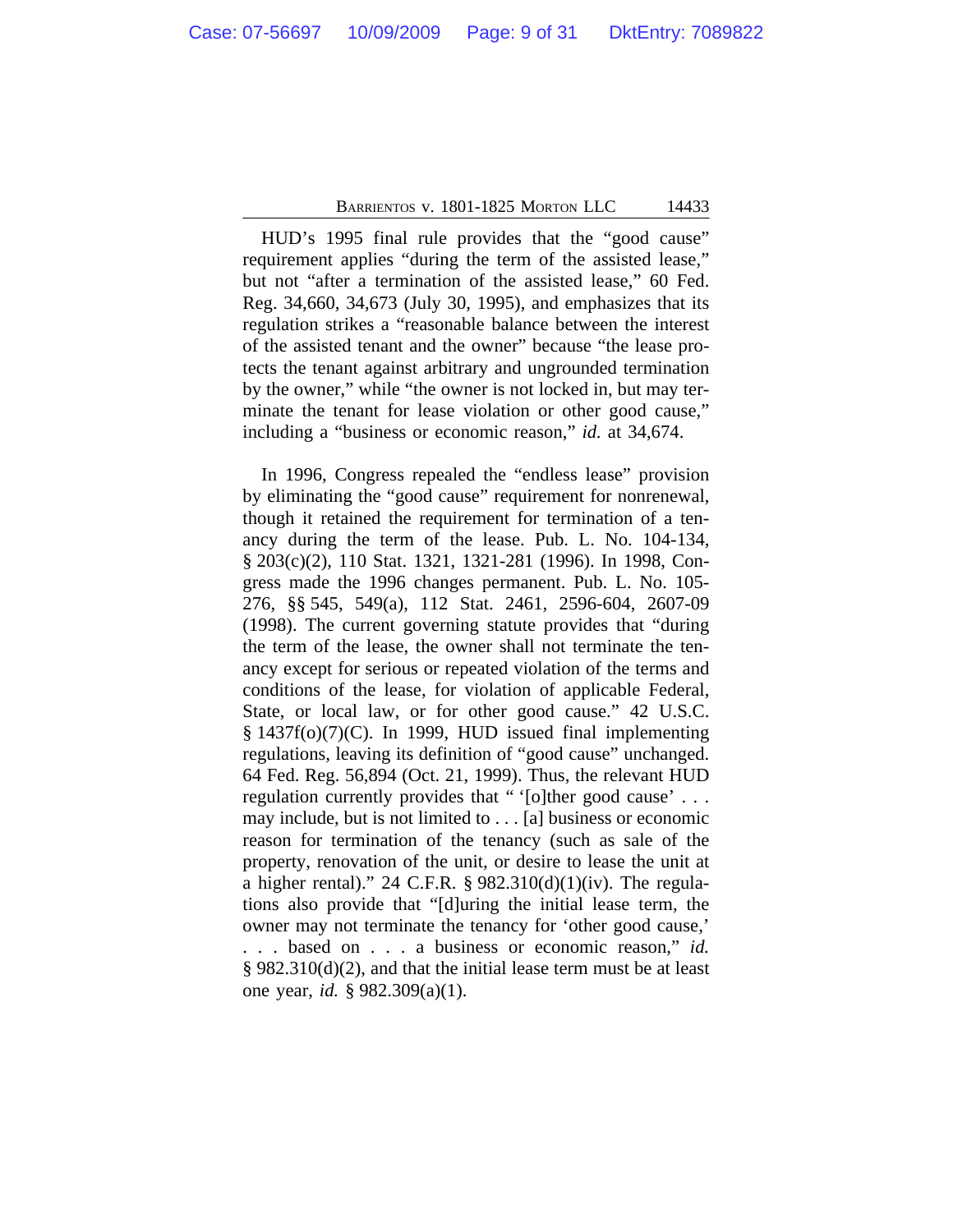HUD's 1995 final rule provides that the "good cause" requirement applies "during the term of the assisted lease," but not "after a termination of the assisted lease," 60 Fed. Reg. 34,660, 34,673 (July 30, 1995), and emphasizes that its regulation strikes a "reasonable balance between the interest of the assisted tenant and the owner" because "the lease protects the tenant against arbitrary and ungrounded termination by the owner," while "the owner is not locked in, but may terminate the tenant for lease violation or other good cause," including a "business or economic reason," *id.* at 34,674.

In 1996, Congress repealed the "endless lease" provision by eliminating the "good cause" requirement for nonrenewal, though it retained the requirement for termination of a tenancy during the term of the lease. Pub. L. No. 104-134, § 203(c)(2), 110 Stat. 1321, 1321-281 (1996). In 1998, Congress made the 1996 changes permanent. Pub. L. No. 105-276, §§ 545, 549(a), 112 Stat. 2461, 2596-604, 2607-09 (1998). The current governing statute provides that "during the term of the lease, the owner shall not terminate the tenancy except for serious or repeated violation of the terms and conditions of the lease, for violation of applicable Federal, State, or local law, or for other good cause." 42 U.S.C. § 1437f(o)(7)(C). In 1999, HUD issued final implementing regulations, leaving its definition of "good cause" unchanged. 64 Fed. Reg. 56,894 (Oct. 21, 1999). Thus, the relevant HUD regulation currently provides that " '[o]ther good cause' . . . may include, but is not limited to . . . [a] business or economic reason for termination of the tenancy (such as sale of the property, renovation of the unit, or desire to lease the unit at a higher rental)." 24 C.F.R. § 982.310(d)(1)(iv). The regulations also provide that "[d]uring the initial lease term, the owner may not terminate the tenancy for 'other good cause,' . . . based on . . . a business or economic reason," *id.* § 982.310(d)(2), and that the initial lease term must be at least one year, *id.* § 982.309(a)(1).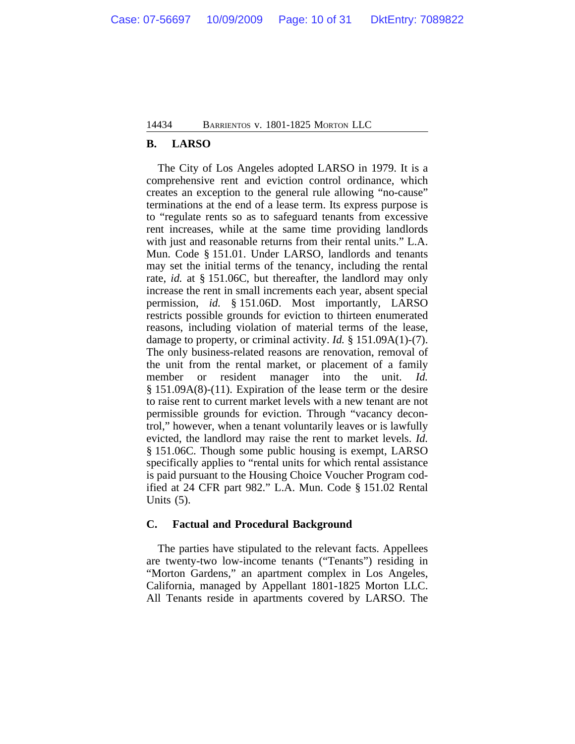## B. LARSO

The City of Los Angeles adopted LARSO in 1979. It is a comprehensive rent and eviction control ordinance, which creates an exception to the general rule allowing "no-cause" terminations at the end of a lease term. Its express purpose is to "regulate rents so as to safeguard tenants from excessive rent increases, while at the same time providing landlords with just and reasonable returns from their rental units." L.A. Mun. Code § 151.01. Under LARSO, landlords and tenants may set the initial terms of the tenancy, including the rental rate, *id.* at § 151.06C, but thereafter, the landlord may only increase the rent in small increments each year, absent special permission, *id.* § 151.06D. Most importantly, LARSO restricts possible grounds for eviction to thirteen enumerated reasons, including violation of material terms of the lease, damage to property, or criminal activity. *Id.* § 151.09A(1)-(7). The only business-related reasons are renovation, removal of the unit from the rental market, or placement of a family member or resident manager into the unit. *Id.* § 151.09A(8)-(11). Expiration of the lease term or the desire to raise rent to current market levels with a new tenant are not permissible grounds for eviction. Through "vacancy decontrol," however, when a tenant voluntarily leaves or is lawfully evicted, the landlord may raise the rent to market levels. *Id.* § 151.06C. Though some public housing is exempt, LARSO specifically applies to "rental units for which rental assistance is paid pursuant to the Housing Choice Voucher Program codified at 24 CFR part 982." L.A. Mun. Code § 151.02 Rental Units (5).

## C. Factual and Procedural Background

The parties have stipulated to the relevant facts. Appellees are twenty-two low-income tenants ("Tenants") residing in "Morton Gardens," an apartment complex in Los Angeles, California, managed by Appellant 1801-1825 Morton LLC. All Tenants reside in apartments covered by LARSO. The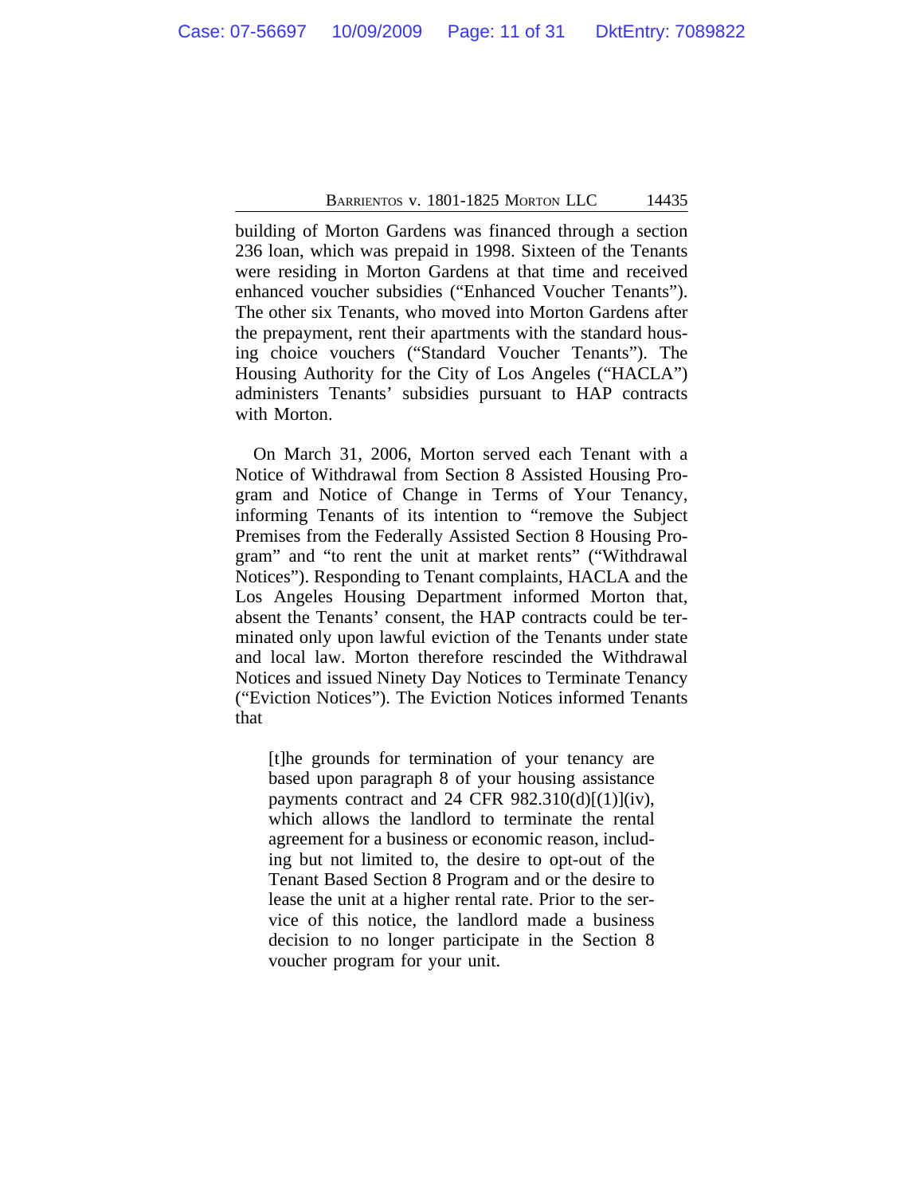building of Morton Gardens was financed through a section 236 loan, which was prepaid in 1998. Sixteen of the Tenants were residing in Morton Gardens at that time and received enhanced voucher subsidies ("Enhanced Voucher Tenants"). The other six Tenants, who moved into Morton Gardens after the prepayment, rent their apartments with the standard housing choice vouchers ("Standard Voucher Tenants"). The Housing Authority for the City of Los Angeles ("HACLA") administers Tenants' subsidies pursuant to HAP contracts with Morton.

On March 31, 2006, Morton served each Tenant with a Notice of Withdrawal from Section 8 Assisted Housing Program and Notice of Change in Terms of Your Tenancy, informing Tenants of its intention to "remove the Subject Premises from the Federally Assisted Section 8 Housing Program" and "to rent the unit at market rents" ("Withdrawal Notices"). Responding to Tenant complaints, HACLA and the Los Angeles Housing Department informed Morton that, absent the Tenants' consent, the HAP contracts could be terminated only upon lawful eviction of the Tenants under state and local law. Morton therefore rescinded the Withdrawal Notices and issued Ninety Day Notices to Terminate Tenancy ("Eviction Notices"). The Eviction Notices informed Tenants that

> [t]he grounds for termination of your tenancy are based upon paragraph 8 of your housing assistance payments contract and 24 CFR 982.310(d)[(1)](iv), which allows the landlord to terminate the rental agreement for a business or economic reason, including but not limited to, the desire to opt-out of the Tenant Based Section 8 Program and or the desire to lease the unit at a higher rental rate. Prior to the service of this notice, the landlord made a business decision to no longer participate in the Section 8 voucher program for your unit.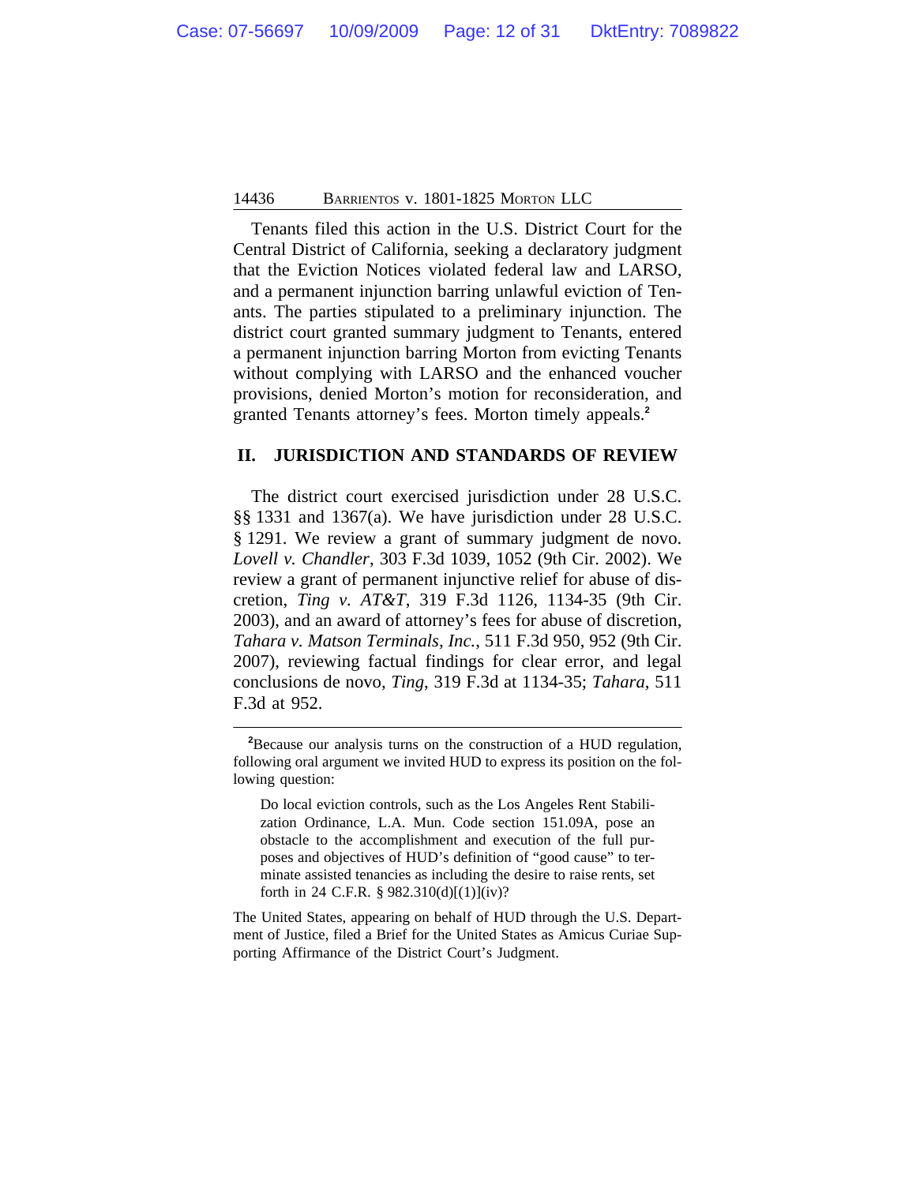Tenants filed this action in the U.S. District Court for the Central District of California, seeking a declaratory judgment that the Eviction Notices violated federal law and LARSO, and a permanent injunction barring unlawful eviction of Tenants. The parties stipulated to a preliminary injunction. The district court granted summary judgment to Tenants, entered a permanent injunction barring Morton from evicting Tenants without complying with LARSO and the enhanced voucher provisions, denied Morton's motion for reconsideration, and granted Tenants attorney's fees. Morton timely appeals.[2]

## II. JURISDICTION AND STANDARDS OF REVIEW

The district court exercised jurisdiction under 28 U.S.C. §§ 1331 and 1367(a). We have jurisdiction under 28 U.S.C. § 1291. We review a grant of summary judgment de novo. *Lovell v. Chandler*, 303 F.3d 1039, 1052 (9th Cir. 2002). We review a grant of permanent injunctive relief for abuse of discretion, *Ting v. AT&T*, 319 F.3d 1126, 1134-35 (9th Cir. 2003), and an award of attorney's fees for abuse of discretion, *Tahara v. Matson Terminals, Inc.*, 511 F.3d 950, 952 (9th Cir. 2007), reviewing factual findings for clear error, and legal conclusions de novo, *Ting*, 319 F.3d at 1134-35; *Tahara*, 511 F.3d at 952.

---

[2]Because our analysis turns on the construction of a HUD regulation, following oral argument we invited HUD to express its position on the following question:

> Do local eviction controls, such as the Los Angeles Rent Stabilization Ordinance, L.A. Mun. Code section 151.09A, pose an obstacle to the accomplishment and execution of the full purposes and objectives of HUD's definition of "good cause" to terminate assisted tenancies as including the desire to raise rents, set forth in 24 C.F.R. § 982.310(d)[(1)](iv)?

The United States, appearing on behalf of HUD through the U.S. Department of Justice, filed a Brief for the United States as Amicus Curiae Supporting Affirmance of the District Court's Judgment.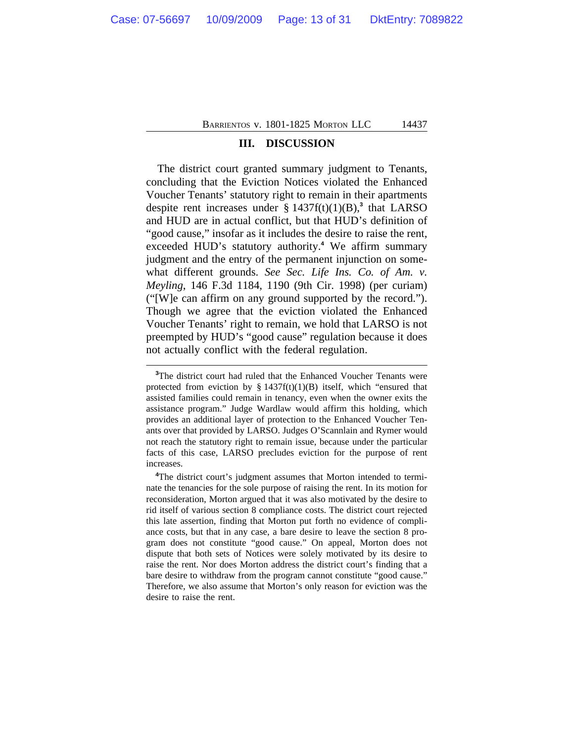## III. DISCUSSION

The district court granted summary judgment to Tenants, concluding that the Eviction Notices violated the Enhanced Voucher Tenants' statutory right to remain in their apartments despite rent increases under § 1437f(t)(1)(B),[3] that LARSO and HUD are in actual conflict, but that HUD's definition of "good cause," insofar as it includes the desire to raise the rent, exceeded HUD's statutory authority.[4] We affirm summary judgment and the entry of the permanent injunction on somewhat different grounds. *See Sec. Life Ins. Co. of Am. v. Meyling*, 146 F.3d 1184, 1190 (9th Cir. 1998) (per curiam) ("[W]e can affirm on any ground supported by the record."). Though we agree that the eviction violated the Enhanced Voucher Tenants' right to remain, we hold that LARSO is not preempted by HUD's "good cause" regulation because it does not actually conflict with the federal regulation.

---

[3]The district court had ruled that the Enhanced Voucher Tenants were protected from eviction by § 1437f(t)(1)(B) itself, which "ensured that assisted families could remain in tenancy, even when the owner exits the assistance program." Judge Wardlaw would affirm this holding, which provides an additional layer of protection to the Enhanced Voucher Tenants over that provided by LARSO. Judges O'Scannlain and Rymer would not reach the statutory right to remain issue, because under the particular facts of this case, LARSO precludes eviction for the purpose of rent increases.

[4]The district court's judgment assumes that Morton intended to terminate the tenancies for the sole purpose of raising the rent. In its motion for reconsideration, Morton argued that it was also motivated by the desire to rid itself of various section 8 compliance costs. The district court rejected this late assertion, finding that Morton put forth no evidence of compliance costs, but that in any case, a bare desire to leave the section 8 program does not constitute "good cause." On appeal, Morton does not dispute that both sets of Notices were solely motivated by its desire to raise the rent. Nor does Morton address the district court's finding that a bare desire to withdraw from the program cannot constitute "good cause." Therefore, we also assume that Morton's only reason for eviction was the desire to raise the rent.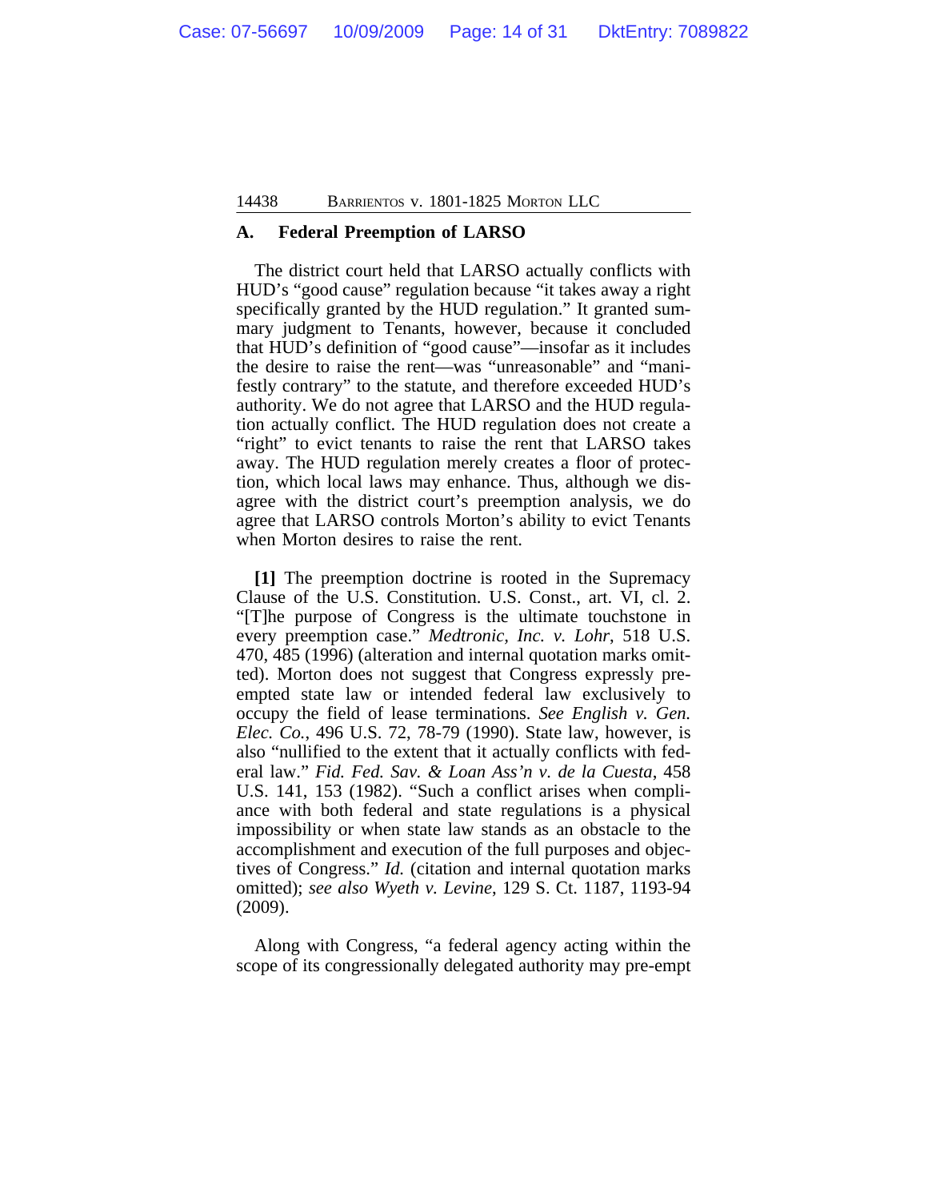## A. Federal Preemption of LARSO

The district court held that LARSO actually conflicts with HUD's "good cause" regulation because "it takes away a right specifically granted by the HUD regulation." It granted summary judgment to Tenants, however, because it concluded that HUD's definition of "good cause"—insofar as it includes the desire to raise the rent—was "unreasonable" and "manifestly contrary" to the statute, and therefore exceeded HUD's authority. We do not agree that LARSO and the HUD regulation actually conflict. The HUD regulation does not create a "right" to evict tenants to raise the rent that LARSO takes away. The HUD regulation merely creates a floor of protection, which local laws may enhance. Thus, although we disagree with the district court's preemption analysis, we do agree that LARSO controls Morton's ability to evict Tenants when Morton desires to raise the rent.

**[1]** The preemption doctrine is rooted in the Supremacy Clause of the U.S. Constitution. U.S. Const., art. VI, cl. 2. "[T]he purpose of Congress is the ultimate touchstone in every preemption case." *Medtronic, Inc. v. Lohr*, 518 U.S. 470, 485 (1996) (alteration and internal quotation marks omitted). Morton does not suggest that Congress expressly preempted state law or intended federal law exclusively to occupy the field of lease terminations. *See English v. Gen. Elec. Co.*, 496 U.S. 72, 78-79 (1990). State law, however, is also "nullified to the extent that it actually conflicts with federal law." *Fid. Fed. Sav. & Loan Ass'n v. de la Cuesta*, 458 U.S. 141, 153 (1982). "Such a conflict arises when compliance with both federal and state regulations is a physical impossibility or when state law stands as an obstacle to the accomplishment and execution of the full purposes and objectives of Congress." *Id.* (citation and internal quotation marks omitted); *see also Wyeth v. Levine*, 129 S. Ct. 1187, 1193-94 (2009).

Along with Congress, "a federal agency acting within the scope of its congressionally delegated authority may pre-empt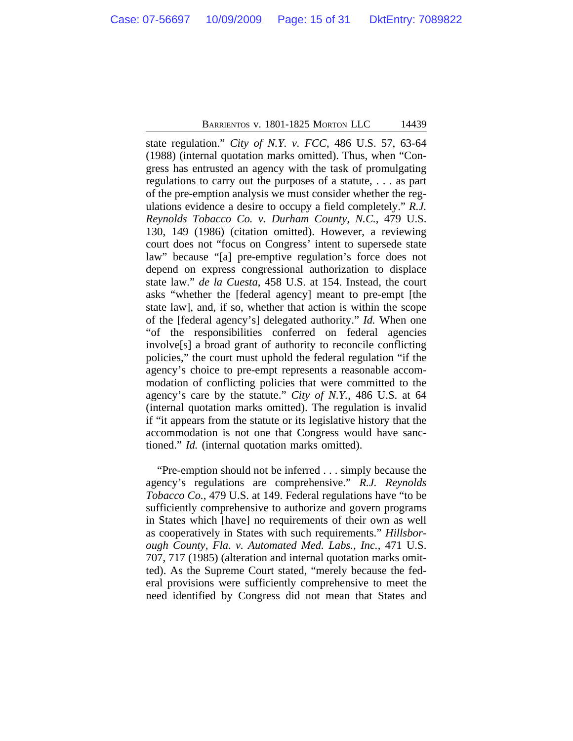state regulation." *City of N.Y. v. FCC*, 486 U.S. 57, 63-64 (1988) (internal quotation marks omitted). Thus, when "Congress has entrusted an agency with the task of promulgating regulations to carry out the purposes of a statute, . . . as part of the pre-emption analysis we must consider whether the regulations evidence a desire to occupy a field completely." *R.J. Reynolds Tobacco Co. v. Durham County, N.C.*, 479 U.S. 130, 149 (1986) (citation omitted). However, a reviewing court does not "focus on Congress' intent to supersede state law" because "[a] pre-emptive regulation's force does not depend on express congressional authorization to displace state law." *de la Cuesta*, 458 U.S. at 154. Instead, the court asks "whether the [federal agency] meant to pre-empt [the state law], and, if so, whether that action is within the scope of the [federal agency's] delegated authority." *Id.* When one "of the responsibilities conferred on federal agencies involve[s] a broad grant of authority to reconcile conflicting policies," the court must uphold the federal regulation "if the agency's choice to pre-empt represents a reasonable accommodation of conflicting policies that were committed to the agency's care by the statute." *City of N.Y.*, 486 U.S. at 64 (internal quotation marks omitted). The regulation is invalid if "it appears from the statute or its legislative history that the accommodation is not one that Congress would have sanctioned." *Id.* (internal quotation marks omitted).

"Pre-emption should not be inferred . . . simply because the agency's regulations are comprehensive." *R.J. Reynolds Tobacco Co.*, 479 U.S. at 149. Federal regulations have "to be sufficiently comprehensive to authorize and govern programs in States which [have] no requirements of their own as well as cooperatively in States with such requirements." *Hillsborough County, Fla. v. Automated Med. Labs., Inc.*, 471 U.S. 707, 717 (1985) (alteration and internal quotation marks omitted). As the Supreme Court stated, "merely because the federal provisions were sufficiently comprehensive to meet the need identified by Congress did not mean that States and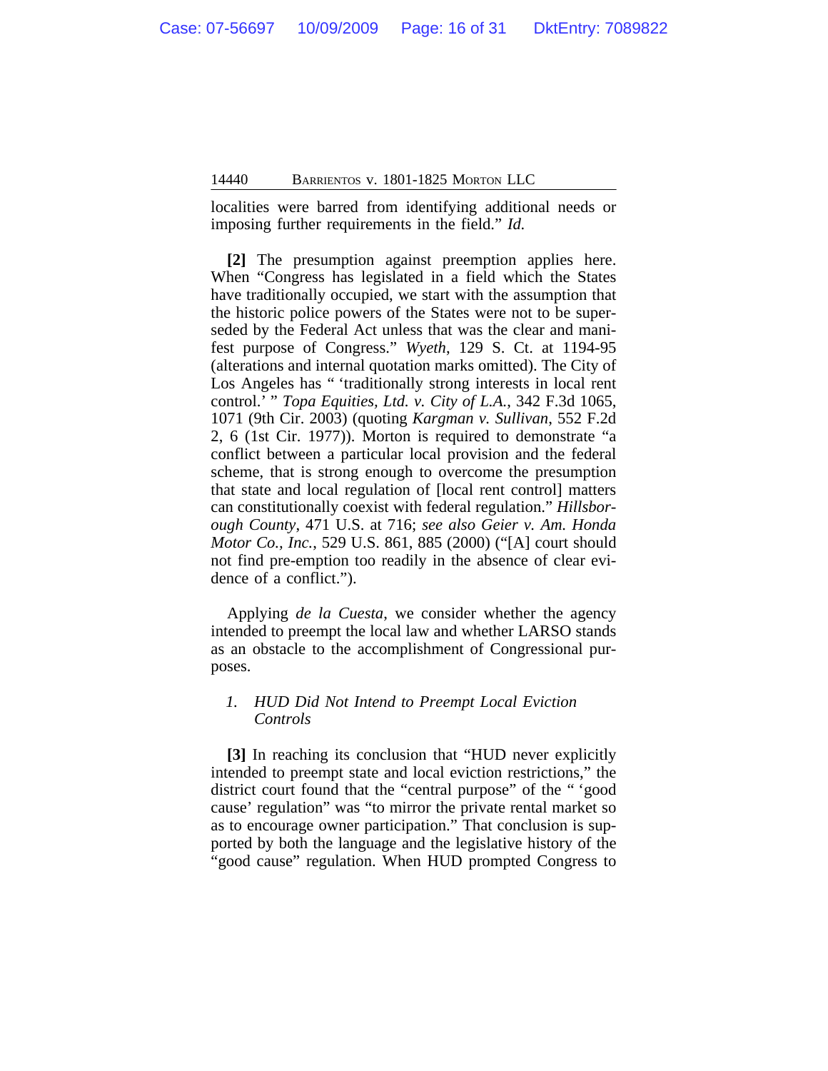localities were barred from identifying additional needs or imposing further requirements in the field." *Id.*

**[2]** The presumption against preemption applies here. When "Congress has legislated in a field which the States have traditionally occupied, we start with the assumption that the historic police powers of the States were not to be superseded by the Federal Act unless that was the clear and manifest purpose of Congress." *Wyeth*, 129 S. Ct. at 1194-95 (alterations and internal quotation marks omitted). The City of Los Angeles has " 'traditionally strong interests in local rent control.' " *Topa Equities, Ltd. v. City of L.A.*, 342 F.3d 1065, 1071 (9th Cir. 2003) (quoting *Kargman v. Sullivan*, 552 F.2d 2, 6 (1st Cir. 1977)). Morton is required to demonstrate "a conflict between a particular local provision and the federal scheme, that is strong enough to overcome the presumption that state and local regulation of [local rent control] matters can constitutionally coexist with federal regulation." *Hillsborough County*, 471 U.S. at 716; *see also Geier v. Am. Honda Motor Co., Inc.*, 529 U.S. 861, 885 (2000) ("[A] court should not find pre-emption too readily in the absence of clear evidence of a conflict.").

Applying *de la Cuesta*, we consider whether the agency intended to preempt the local law and whether LARSO stands as an obstacle to the accomplishment of Congressional purposes.

### *1. HUD Did Not Intend to Preempt Local Eviction Controls*

**[3]** In reaching its conclusion that "HUD never explicitly intended to preempt state and local eviction restrictions," the district court found that the "central purpose" of the " 'good cause' regulation" was "to mirror the private rental market so as to encourage owner participation." That conclusion is supported by both the language and the legislative history of the "good cause" regulation. When HUD prompted Congress to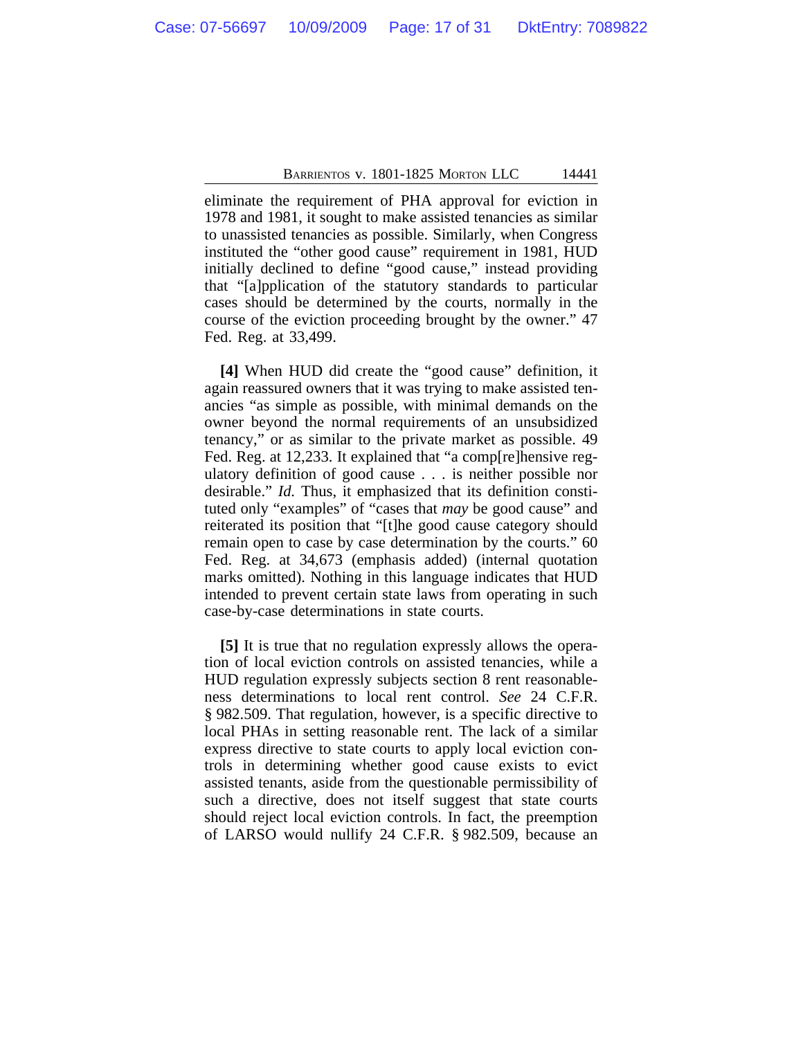eliminate the requirement of PHA approval for eviction in 1978 and 1981, it sought to make assisted tenancies as similar to unassisted tenancies as possible. Similarly, when Congress instituted the "other good cause" requirement in 1981, HUD initially declined to define "good cause," instead providing that "[a]pplication of the statutory standards to particular cases should be determined by the courts, normally in the course of the eviction proceeding brought by the owner." 47 Fed. Reg. at 33,499.

**[4]** When HUD did create the "good cause" definition, it again reassured owners that it was trying to make assisted tenancies "as simple as possible, with minimal demands on the owner beyond the normal requirements of an unsubsidized tenancy," or as similar to the private market as possible. 49 Fed. Reg. at 12,233. It explained that "a comp[re]hensive regulatory definition of good cause . . . is neither possible nor desirable." *Id.* Thus, it emphasized that its definition constituted only "examples" of "cases that *may* be good cause" and reiterated its position that "[t]he good cause category should remain open to case by case determination by the courts." 60 Fed. Reg. at 34,673 (emphasis added) (internal quotation marks omitted). Nothing in this language indicates that HUD intended to prevent certain state laws from operating in such case-by-case determinations in state courts.

**[5]** It is true that no regulation expressly allows the operation of local eviction controls on assisted tenancies, while a HUD regulation expressly subjects section 8 rent reasonableness determinations to local rent control. *See* 24 C.F.R. § 982.509. That regulation, however, is a specific directive to local PHAs in setting reasonable rent. The lack of a similar express directive to state courts to apply local eviction controls in determining whether good cause exists to evict assisted tenants, aside from the questionable permissibility of such a directive, does not itself suggest that state courts should reject local eviction controls. In fact, the preemption of LARSO would nullify 24 C.F.R. § 982.509, because an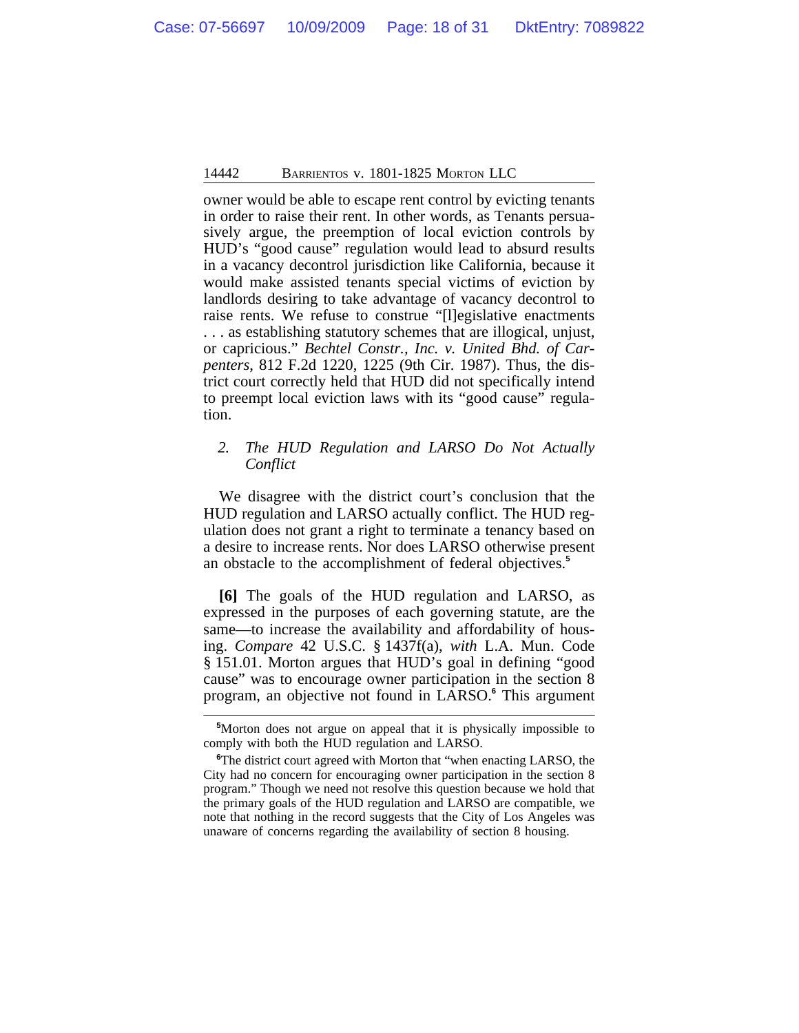owner would be able to escape rent control by evicting tenants in order to raise their rent. In other words, as Tenants persuasively argue, the preemption of local eviction controls by HUD's "good cause" regulation would lead to absurd results in a vacancy decontrol jurisdiction like California, because it would make assisted tenants special victims of eviction by landlords desiring to take advantage of vacancy decontrol to raise rents. We refuse to construe "[l]egislative enactments . . . as establishing statutory schemes that are illogical, unjust, or capricious." *Bechtel Constr., Inc. v. United Bhd. of Carpenters*, 812 F.2d 1220, 1225 (9th Cir. 1987). Thus, the district court correctly held that HUD did not specifically intend to preempt local eviction laws with its "good cause" regulation.

### 2. *The HUD Regulation and LARSO Do Not Actually Conflict*

We disagree with the district court's conclusion that the HUD regulation and LARSO actually conflict. The HUD regulation does not grant a right to terminate a tenancy based on a desire to increase rents. Nor does LARSO otherwise present an obstacle to the accomplishment of federal objectives.[5]

**[6]** The goals of the HUD regulation and LARSO, as expressed in the purposes of each governing statute, are the same—to increase the availability and affordability of housing. *Compare* 42 U.S.C. § 1437f(a), *with* L.A. Mun. Code § 151.01. Morton argues that HUD's goal in defining "good cause" was to encourage owner participation in the section 8 program, an objective not found in LARSO.[6] This argument

---

[5]Morton does not argue on appeal that it is physically impossible to comply with both the HUD regulation and LARSO.

[6]The district court agreed with Morton that "when enacting LARSO, the City had no concern for encouraging owner participation in the section 8 program." Though we need not resolve this question because we hold that the primary goals of the HUD regulation and LARSO are compatible, we note that nothing in the record suggests that the City of Los Angeles was unaware of concerns regarding the availability of section 8 housing.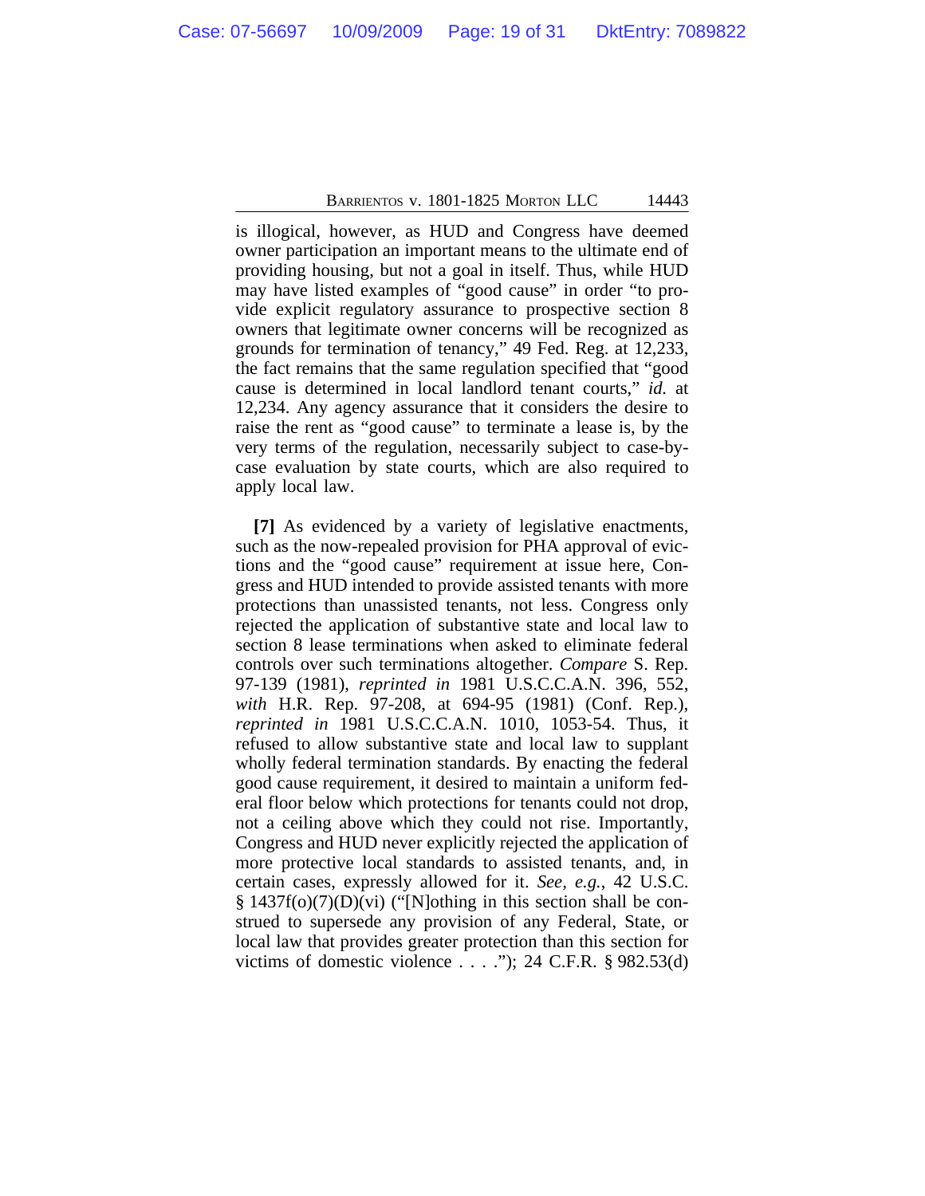is illogical, however, as HUD and Congress have deemed owner participation an important means to the ultimate end of providing housing, but not a goal in itself. Thus, while HUD may have listed examples of "good cause" in order "to provide explicit regulatory assurance to prospective section 8 owners that legitimate owner concerns will be recognized as grounds for termination of tenancy," 49 Fed. Reg. at 12,233, the fact remains that the same regulation specified that "good cause is determined in local landlord tenant courts," *id.* at 12,234. Any agency assurance that it considers the desire to raise the rent as "good cause" to terminate a lease is, by the very terms of the regulation, necessarily subject to case-by-case evaluation by state courts, which are also required to apply local law.

**[7]** As evidenced by a variety of legislative enactments, such as the now-repealed provision for PHA approval of evictions and the "good cause" requirement at issue here, Congress and HUD intended to provide assisted tenants with more protections than unassisted tenants, not less. Congress only rejected the application of substantive state and local law to section 8 lease terminations when asked to eliminate federal controls over such terminations altogether. *Compare* S. Rep. 97-139 (1981), *reprinted in* 1981 U.S.C.C.A.N. 396, 552, *with* H.R. Rep. 97-208, at 694-95 (1981) (Conf. Rep.), *reprinted in* 1981 U.S.C.C.A.N. 1010, 1053-54. Thus, it refused to allow substantive state and local law to supplant wholly federal termination standards. By enacting the federal good cause requirement, it desired to maintain a uniform federal floor below which protections for tenants could not drop, not a ceiling above which they could not rise. Importantly, Congress and HUD never explicitly rejected the application of more protective local standards to assisted tenants, and, in certain cases, expressly allowed for it. *See, e.g.*, 42 U.S.C. § 1437f(o)(7)(D)(vi) ("[N]othing in this section shall be construed to supersede any provision of any Federal, State, or local law that provides greater protection than this section for victims of domestic violence . . . ."); 24 C.F.R. § 982.53(d)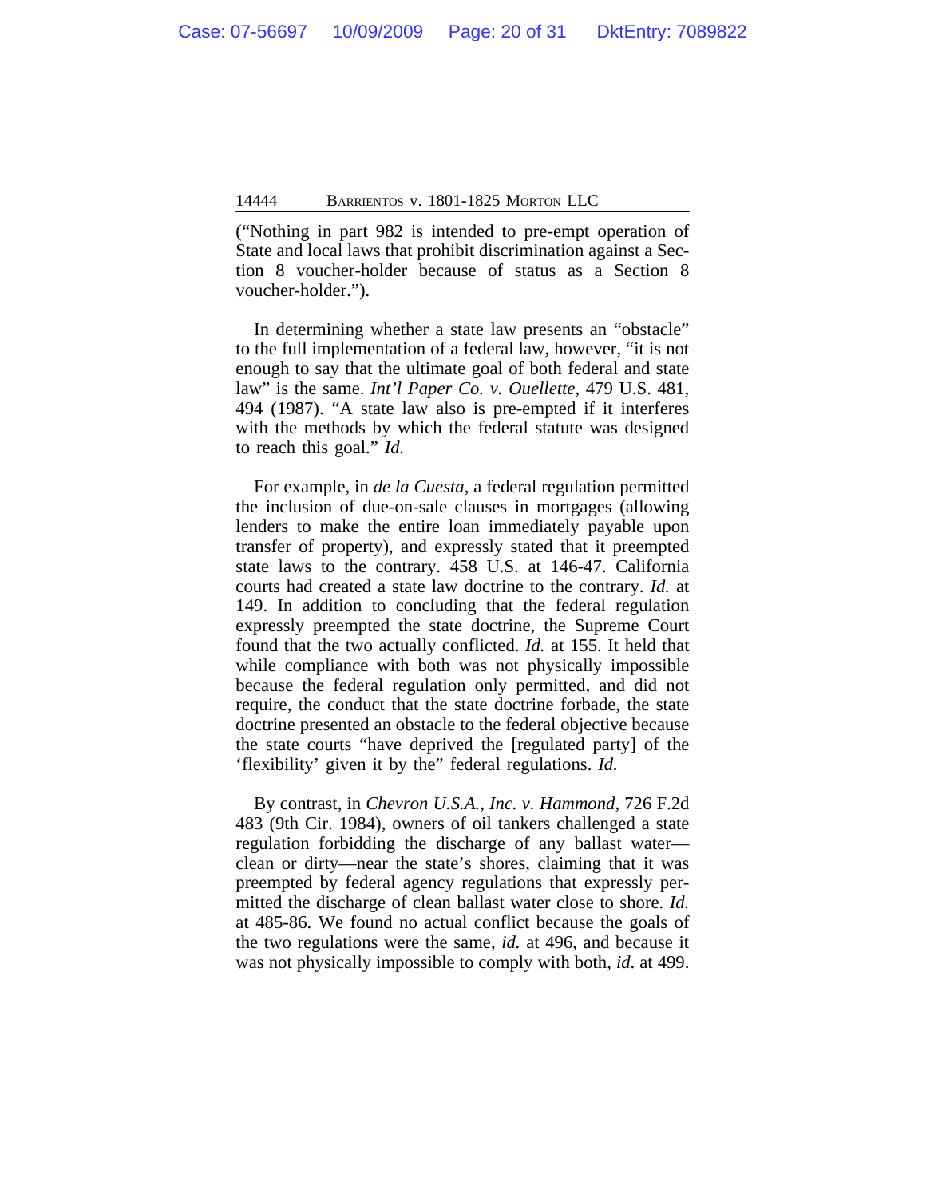("Nothing in part 982 is intended to pre-empt operation of State and local laws that prohibit discrimination against a Section 8 voucher-holder because of status as a Section 8 voucher-holder.").

In determining whether a state law presents an "obstacle" to the full implementation of a federal law, however, "it is not enough to say that the ultimate goal of both federal and state law" is the same. *Int'l Paper Co. v. Ouellette*, 479 U.S. 481, 494 (1987). "A state law also is pre-empted if it interferes with the methods by which the federal statute was designed to reach this goal." *Id.*

For example, in *de la Cuesta*, a federal regulation permitted the inclusion of due-on-sale clauses in mortgages (allowing lenders to make the entire loan immediately payable upon transfer of property), and expressly stated that it preempted state laws to the contrary. 458 U.S. at 146-47. California courts had created a state law doctrine to the contrary. *Id.* at 149. In addition to concluding that the federal regulation expressly preempted the state doctrine, the Supreme Court found that the two actually conflicted. *Id.* at 155. It held that while compliance with both was not physically impossible because the federal regulation only permitted, and did not require, the conduct that the state doctrine forbade, the state doctrine presented an obstacle to the federal objective because the state courts "have deprived the [regulated party] of the 'flexibility' given it by the" federal regulations. *Id.*

By contrast, in *Chevron U.S.A., Inc. v. Hammond*, 726 F.2d 483 (9th Cir. 1984), owners of oil tankers challenged a state regulation forbidding the discharge of any ballast water—clean or dirty—near the state's shores, claiming that it was preempted by federal agency regulations that expressly permitted the discharge of clean ballast water close to shore. *Id.* at 485-86. We found no actual conflict because the goals of the two regulations were the same, *id.* at 496, and because it was not physically impossible to comply with both, *id.* at 499.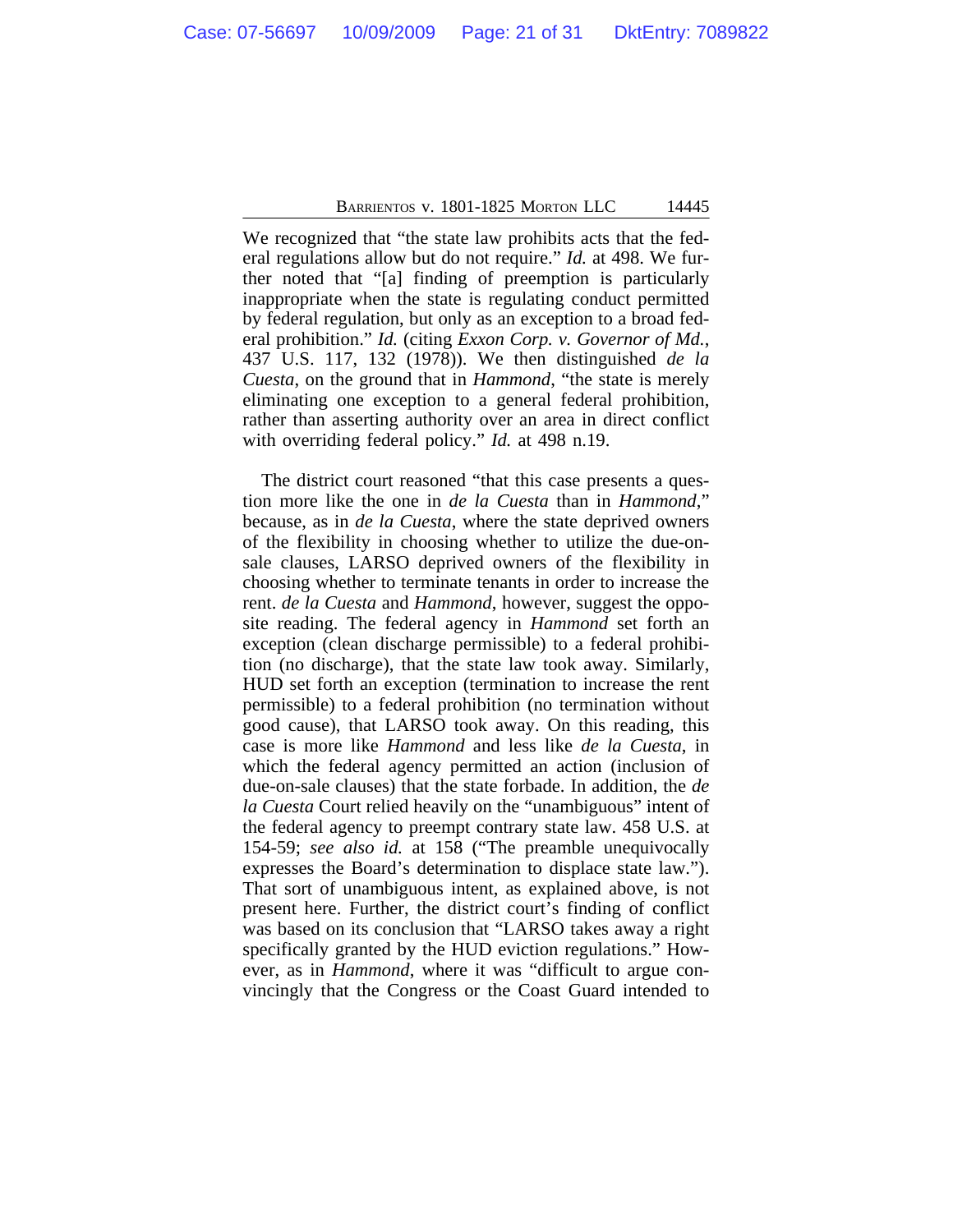We recognized that "the state law prohibits acts that the federal regulations allow but do not require." *Id.* at 498. We further noted that "[a] finding of preemption is particularly inappropriate when the state is regulating conduct permitted by federal regulation, but only as an exception to a broad federal prohibition." *Id.* (citing *Exxon Corp. v. Governor of Md.*, 437 U.S. 117, 132 (1978)). We then distinguished *de la Cuesta*, on the ground that in *Hammond*, "the state is merely eliminating one exception to a general federal prohibition, rather than asserting authority over an area in direct conflict with overriding federal policy." *Id.* at 498 n.19.

The district court reasoned "that this case presents a question more like the one in *de la Cuesta* than in *Hammond*," because, as in *de la Cuesta*, where the state deprived owners of the flexibility in choosing whether to utilize the due-on-sale clauses, LARSO deprived owners of the flexibility in choosing whether to terminate tenants in order to increase the rent. *de la Cuesta* and *Hammond*, however, suggest the opposite reading. The federal agency in *Hammond* set forth an exception (clean discharge permissible) to a federal prohibition (no discharge), that the state law took away. Similarly, HUD set forth an exception (termination to increase the rent permissible) to a federal prohibition (no termination without good cause), that LARSO took away. On this reading, this case is more like *Hammond* and less like *de la Cuesta*, in which the federal agency permitted an action (inclusion of due-on-sale clauses) that the state forbade. In addition, the *de la Cuesta* Court relied heavily on the "unambiguous" intent of the federal agency to preempt contrary state law. 458 U.S. at 154-59; *see also id.* at 158 ("The preamble unequivocally expresses the Board's determination to displace state law."). That sort of unambiguous intent, as explained above, is not present here. Further, the district court's finding of conflict was based on its conclusion that "LARSO takes away a right specifically granted by the HUD eviction regulations." However, as in *Hammond*, where it was "difficult to argue convincingly that the Congress or the Coast Guard intended to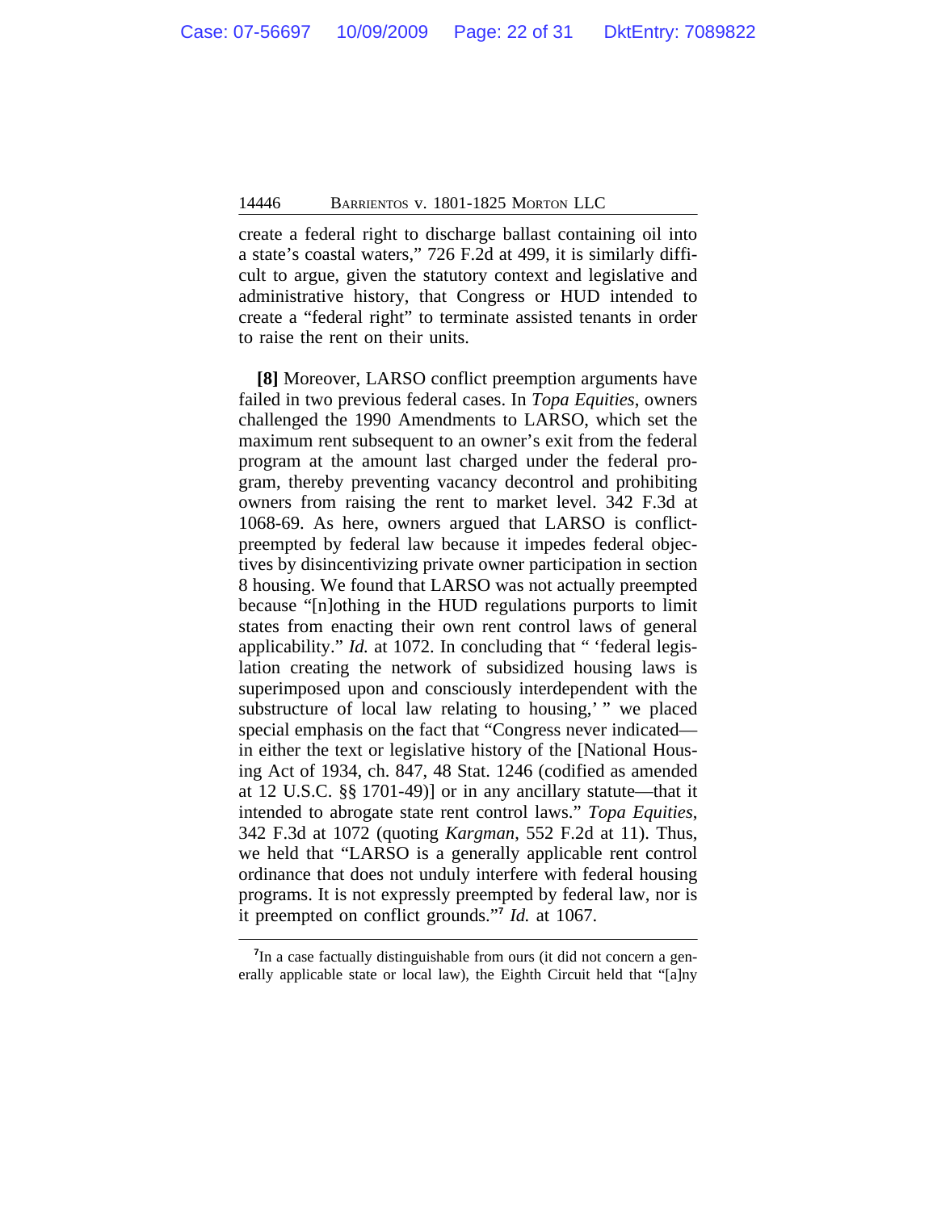create a federal right to discharge ballast containing oil into a state's coastal waters," 726 F.2d at 499, it is similarly difficult to argue, given the statutory context and legislative and administrative history, that Congress or HUD intended to create a "federal right" to terminate assisted tenants in order to raise the rent on their units.

**[8]** Moreover, LARSO conflict preemption arguments have failed in two previous federal cases. In *Topa Equities*, owners challenged the 1990 Amendments to LARSO, which set the maximum rent subsequent to an owner's exit from the federal program at the amount last charged under the federal program, thereby preventing vacancy decontrol and prohibiting owners from raising the rent to market level. 342 F.3d at 1068-69. As here, owners argued that LARSO is conflict-preempted by federal law because it impedes federal objectives by disincentivizing private owner participation in section 8 housing. We found that LARSO was not actually preempted because "[n]othing in the HUD regulations purports to limit states from enacting their own rent control laws of general applicability." *Id.* at 1072. In concluding that " 'federal legislation creating the network of subsidized housing laws is superimposed upon and consciously interdependent with the substructure of local law relating to housing,' " we placed special emphasis on the fact that "Congress never indicated— in either the text or legislative history of the [National Housing Act of 1934, ch. 847, 48 Stat. 1246 (codified as amended at 12 U.S.C. §§ 1701-49)] or in any ancillary statute—that it intended to abrogate state rent control laws." *Topa Equities*, 342 F.3d at 1072 (quoting *Kargman*, 552 F.2d at 11). Thus, we held that "LARSO is a generally applicable rent control ordinance that does not unduly interfere with federal housing programs. It is not expressly preempted by federal law, nor is it preempted on conflict grounds."[7] *Id.* at 1067.

[7]In a case factually distinguishable from ours (it did not concern a generally applicable state or local law), the Eighth Circuit held that "[a]ny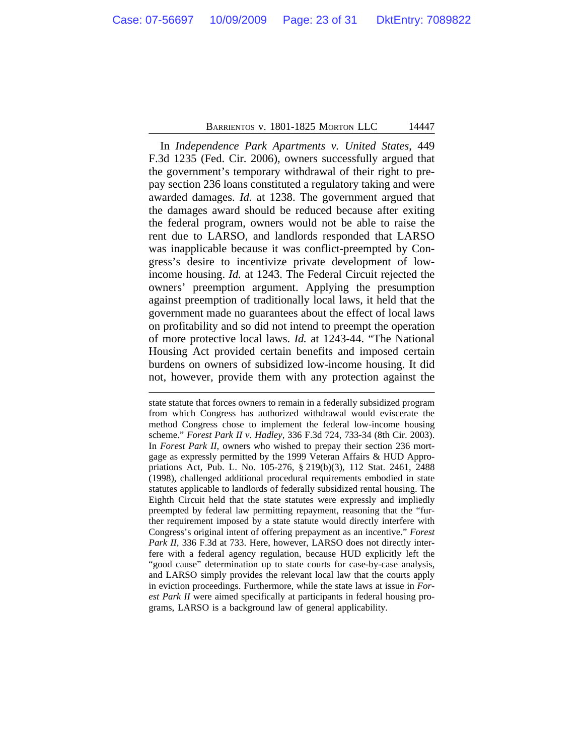In *Independence Park Apartments v. United States*, 449 F.3d 1235 (Fed. Cir. 2006), owners successfully argued that the government's temporary withdrawal of their right to prepay section 236 loans constituted a regulatory taking and were awarded damages. *Id.* at 1238. The government argued that the damages award should be reduced because after exiting the federal program, owners would not be able to raise the rent due to LARSO, and landlords responded that LARSO was inapplicable because it was conflict-preempted by Congress's desire to incentivize private development of low-income housing. *Id.* at 1243. The Federal Circuit rejected the owners' preemption argument. Applying the presumption against preemption of traditionally local laws, it held that the government made no guarantees about the effect of local laws on profitability and so did not intend to preempt the operation of more protective local laws. *Id.* at 1243-44. "The National Housing Act provided certain benefits and imposed certain burdens on owners of subsidized low-income housing. It did not, however, provide them with any protection against the

---

state statute that forces owners to remain in a federally subsidized program from which Congress has authorized withdrawal would eviscerate the method Congress chose to implement the federal low-income housing scheme." *Forest Park II v. Hadley*, 336 F.3d 724, 733-34 (8th Cir. 2003). In *Forest Park II*, owners who wished to prepay their section 236 mortgage as expressly permitted by the 1999 Veteran Affairs & HUD Appropriations Act, Pub. L. No. 105-276, § 219(b)(3), 112 Stat. 2461, 2488 (1998), challenged additional procedural requirements embodied in state statutes applicable to landlords of federally subsidized rental housing. The Eighth Circuit held that the state statutes were expressly and impliedly preempted by federal law permitting repayment, reasoning that the "further requirement imposed by a state statute would directly interfere with Congress's original intent of offering prepayment as an incentive." *Forest Park II*, 336 F.3d at 733. Here, however, LARSO does not directly interfere with a federal agency regulation, because HUD explicitly left the "good cause" determination up to state courts for case-by-case analysis, and LARSO simply provides the relevant local law that the courts apply in eviction proceedings. Furthermore, while the state laws at issue in *Forest Park II* were aimed specifically at participants in federal housing programs, LARSO is a background law of general applicability.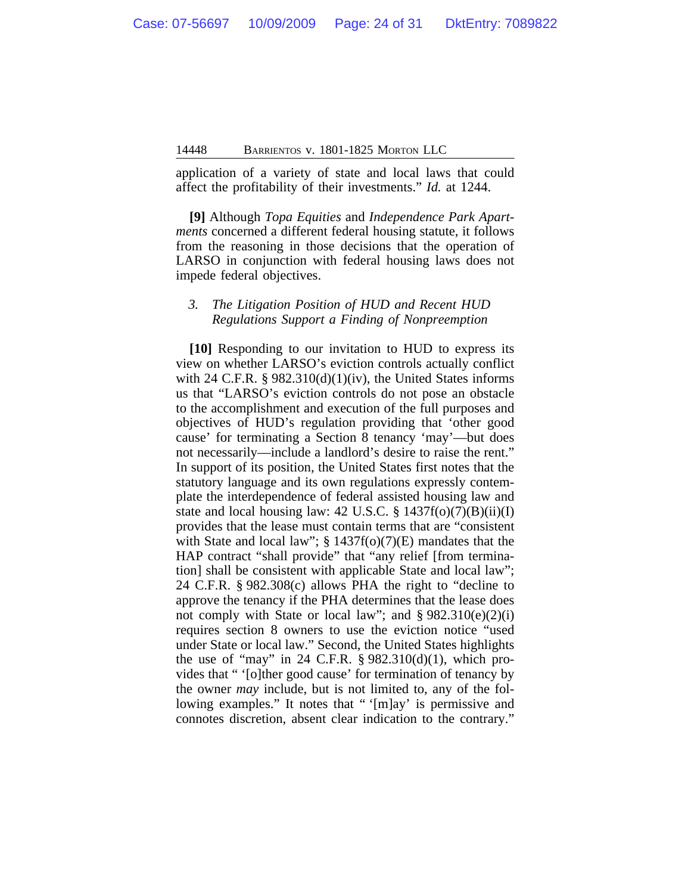application of a variety of state and local laws that could affect the profitability of their investments." *Id.* at 1244.

**[9]** Although *Topa Equities* and *Independence Park Apartments* concerned a different federal housing statute, it follows from the reasoning in those decisions that the operation of LARSO in conjunction with federal housing laws does not impede federal objectives.

### 3. *The Litigation Position of HUD and Recent HUD Regulations Support a Finding of Nonpreemption*

**[10]** Responding to our invitation to HUD to express its view on whether LARSO's eviction controls actually conflict with 24 C.F.R. § 982.310(d)(1)(iv), the United States informs us that "LARSO's eviction controls do not pose an obstacle to the accomplishment and execution of the full purposes and objectives of HUD's regulation providing that 'other good cause' for terminating a Section 8 tenancy 'may'—but does not necessarily—include a landlord's desire to raise the rent." In support of its position, the United States first notes that the statutory language and its own regulations expressly contemplate the interdependence of federal assisted housing law and state and local housing law: 42 U.S.C. § 1437f(o)(7)(B)(ii)(I) provides that the lease must contain terms that are "consistent with State and local law"; § 1437f(o)(7)(E) mandates that the HAP contract "shall provide" that "any relief [from termination] shall be consistent with applicable State and local law"; 24 C.F.R. § 982.308(c) allows PHA the right to "decline to approve the tenancy if the PHA determines that the lease does not comply with State or local law"; and § 982.310(e)(2)(i) requires section 8 owners to use the eviction notice "used under State or local law." Second, the United States highlights the use of "may" in 24 C.F.R. § 982.310(d)(1), which provides that " '[o]ther good cause' for termination of tenancy by the owner *may* include, but is not limited to, any of the following examples." It notes that " '[m]ay' is permissive and connotes discretion, absent clear indication to the contrary."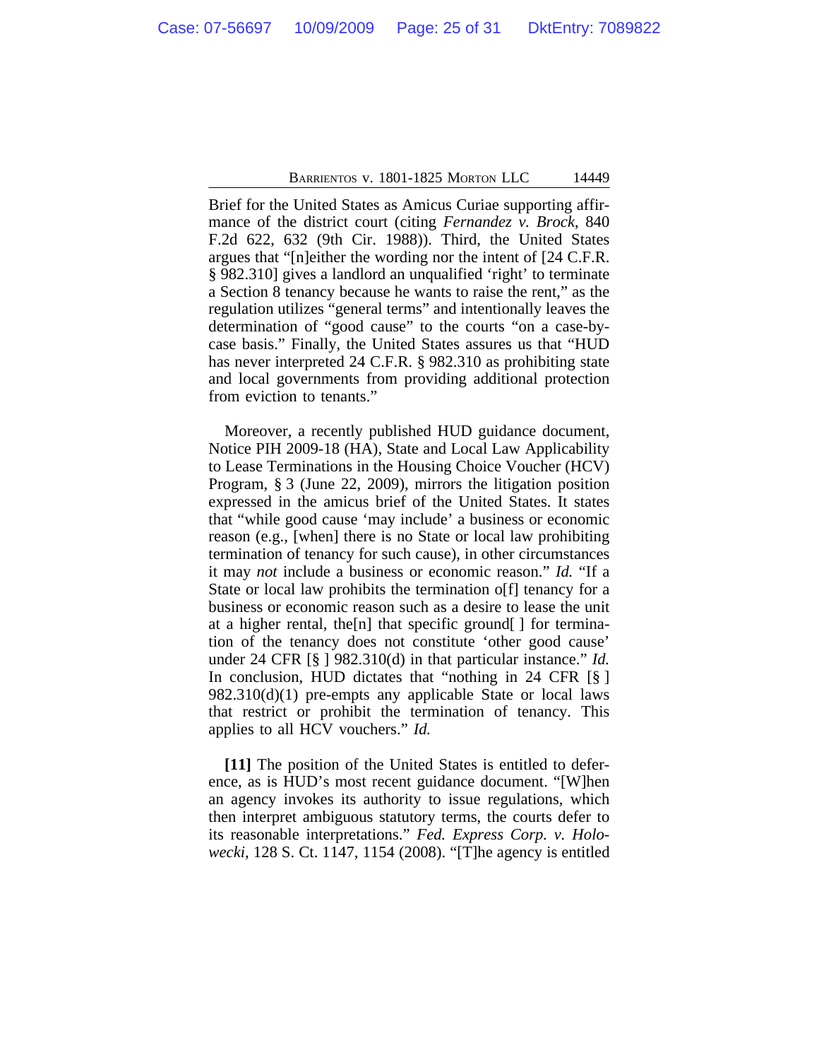Brief for the United States as Amicus Curiae supporting affirmance of the district court (citing *Fernandez v. Brock*, 840 F.2d 622, 632 (9th Cir. 1988)). Third, the United States argues that "[n]either the wording nor the intent of [24 C.F.R. § 982.310] gives a landlord an unqualified 'right' to terminate a Section 8 tenancy because he wants to raise the rent," as the regulation utilizes "general terms" and intentionally leaves the determination of "good cause" to the courts "on a case-by-case basis." Finally, the United States assures us that "HUD has never interpreted 24 C.F.R. § 982.310 as prohibiting state and local governments from providing additional protection from eviction to tenants."

Moreover, a recently published HUD guidance document, Notice PIH 2009-18 (HA), State and Local Law Applicability to Lease Terminations in the Housing Choice Voucher (HCV) Program, § 3 (June 22, 2009), mirrors the litigation position expressed in the amicus brief of the United States. It states that "while good cause 'may include' a business or economic reason (e.g., [when] there is no State or local law prohibiting termination of tenancy for such cause), in other circumstances it may *not* include a business or economic reason." *Id.* "If a State or local law prohibits the termination o[f] tenancy for a business or economic reason such as a desire to lease the unit at a higher rental, the[n] that specific ground[ ] for termination of the tenancy does not constitute 'other good cause' under 24 CFR [§ ] 982.310(d) in that particular instance." *Id.* In conclusion, HUD dictates that "nothing in 24 CFR [§ ] 982.310(d)(1) pre-empts any applicable State or local laws that restrict or prohibit the termination of tenancy. This applies to all HCV vouchers." *Id.*

**[11]** The position of the United States is entitled to deference, as is HUD's most recent guidance document. "[W]hen an agency invokes its authority to issue regulations, which then interpret ambiguous statutory terms, the courts defer to its reasonable interpretations." *Fed. Express Corp. v. Holowecki*, 128 S. Ct. 1147, 1154 (2008). "[T]he agency is entitled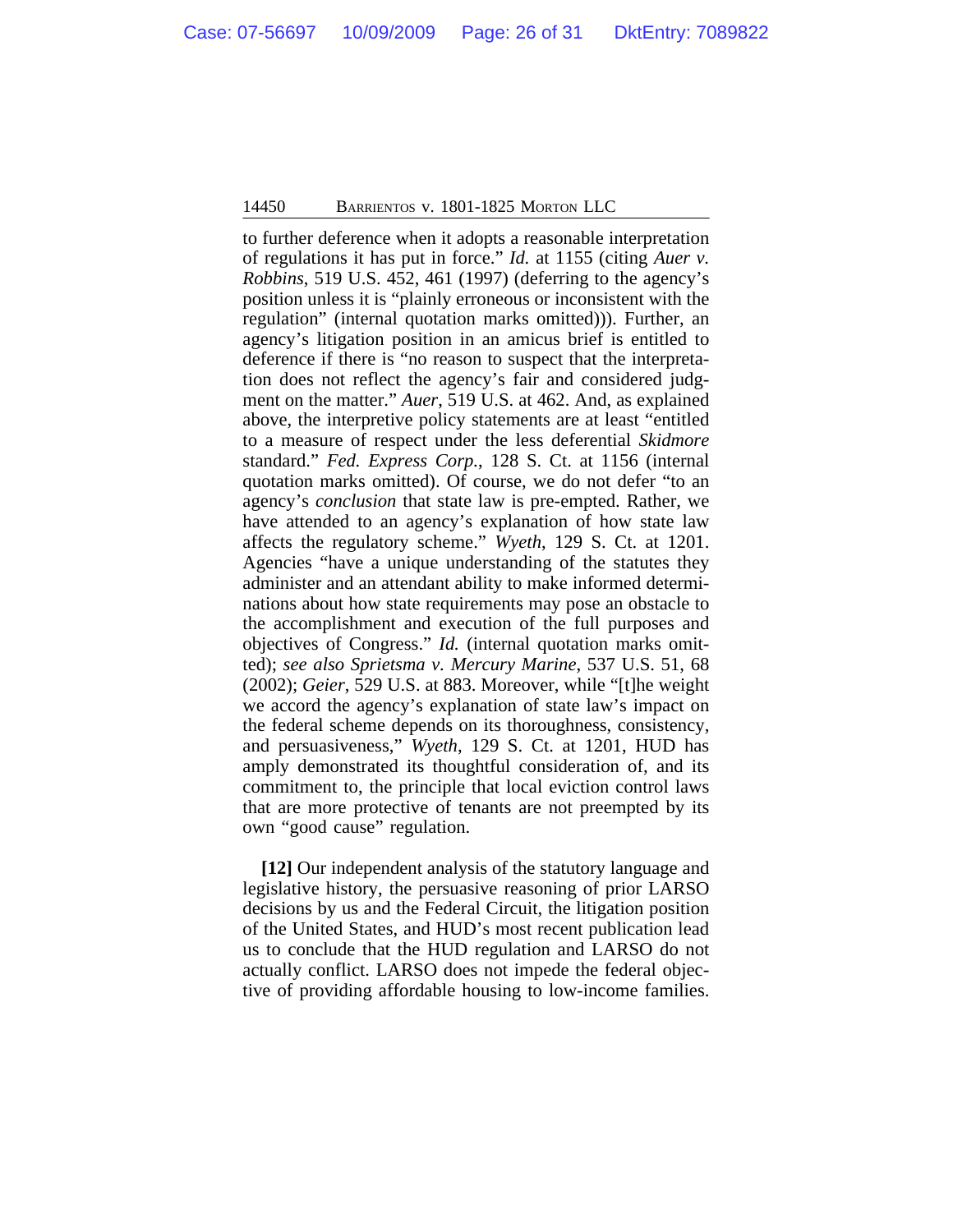to further deference when it adopts a reasonable interpretation of regulations it has put in force." *Id.* at 1155 (citing *Auer v. Robbins*, 519 U.S. 452, 461 (1997) (deferring to the agency's position unless it is "plainly erroneous or inconsistent with the regulation" (internal quotation marks omitted))). Further, an agency's litigation position in an amicus brief is entitled to deference if there is "no reason to suspect that the interpretation does not reflect the agency's fair and considered judgment on the matter." *Auer*, 519 U.S. at 462. And, as explained above, the interpretive policy statements are at least "entitled to a measure of respect under the less deferential *Skidmore* standard." *Fed. Express Corp.*, 128 S. Ct. at 1156 (internal quotation marks omitted). Of course, we do not defer "to an agency's *conclusion* that state law is pre-empted. Rather, we have attended to an agency's explanation of how state law affects the regulatory scheme." *Wyeth*, 129 S. Ct. at 1201. Agencies "have a unique understanding of the statutes they administer and an attendant ability to make informed determinations about how state requirements may pose an obstacle to the accomplishment and execution of the full purposes and objectives of Congress." *Id.* (internal quotation marks omitted); *see also Sprietsma v. Mercury Marine*, 537 U.S. 51, 68 (2002); *Geier*, 529 U.S. at 883. Moreover, while "[t]he weight we accord the agency's explanation of state law's impact on the federal scheme depends on its thoroughness, consistency, and persuasiveness," *Wyeth*, 129 S. Ct. at 1201, HUD has amply demonstrated its thoughtful consideration of, and its commitment to, the principle that local eviction control laws that are more protective of tenants are not preempted by its own "good cause" regulation.

**[12]** Our independent analysis of the statutory language and legislative history, the persuasive reasoning of prior LARSO decisions by us and the Federal Circuit, the litigation position of the United States, and HUD's most recent publication lead us to conclude that the HUD regulation and LARSO do not actually conflict. LARSO does not impede the federal objective of providing affordable housing to low-income families.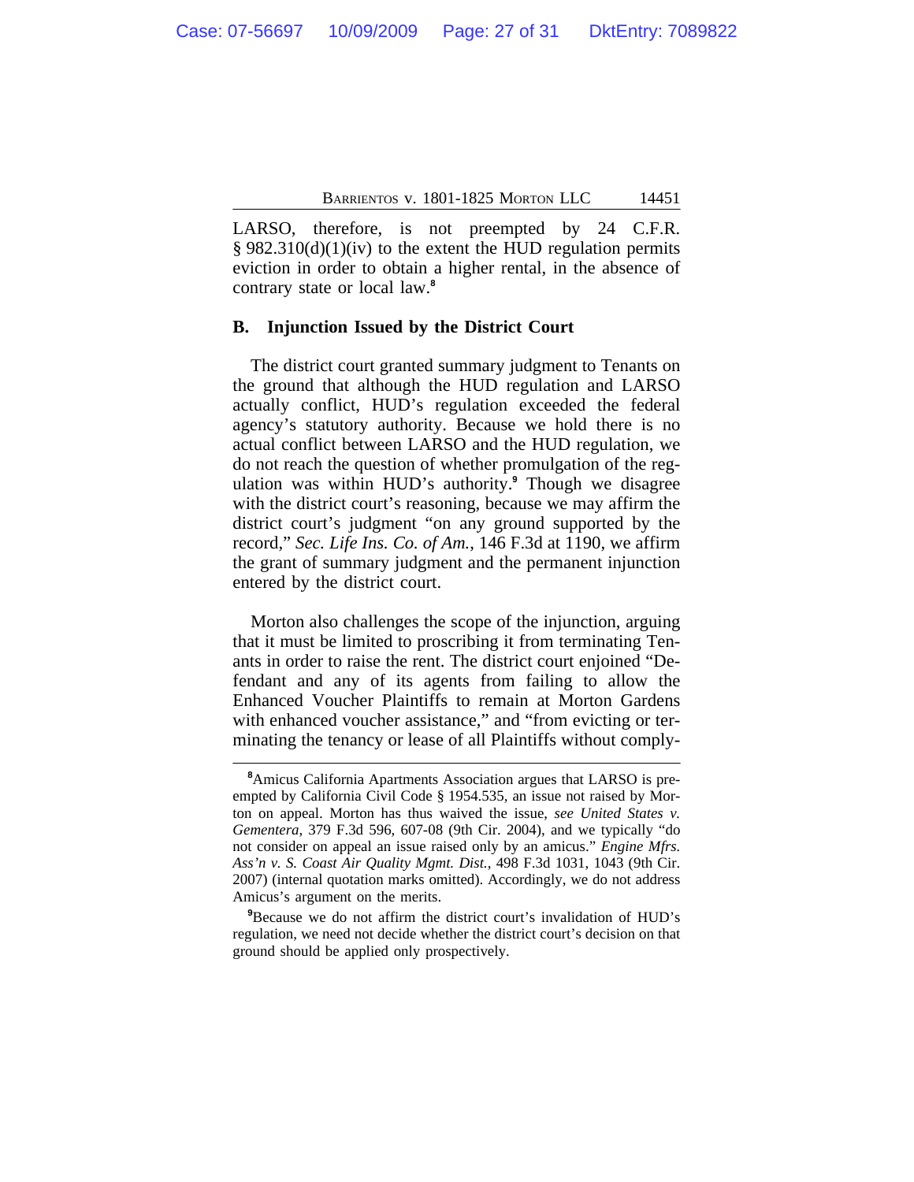LARSO, therefore, is not preempted by 24 C.F.R. § 982.310(d)(1)(iv) to the extent the HUD regulation permits eviction in order to obtain a higher rental, in the absence of contrary state or local law.[8]

### B. Injunction Issued by the District Court

The district court granted summary judgment to Tenants on the ground that although the HUD regulation and LARSO actually conflict, HUD's regulation exceeded the federal agency's statutory authority. Because we hold there is no actual conflict between LARSO and the HUD regulation, we do not reach the question of whether promulgation of the regulation was within HUD's authority.[9] Though we disagree with the district court's reasoning, because we may affirm the district court's judgment "on any ground supported by the record," *Sec. Life Ins. Co. of Am.*, 146 F.3d at 1190, we affirm the grant of summary judgment and the permanent injunction entered by the district court.

Morton also challenges the scope of the injunction, arguing that it must be limited to proscribing it from terminating Tenants in order to raise the rent. The district court enjoined "Defendant and any of its agents from failing to allow the Enhanced Voucher Plaintiffs to remain at Morton Gardens with enhanced voucher assistance," and "from evicting or terminating the tenancy or lease of all Plaintiffs without comply-

---

[8] Amicus California Apartments Association argues that LARSO is preempted by California Civil Code § 1954.535, an issue not raised by Morton on appeal. Morton has thus waived the issue, *see United States v. Gementera*, 379 F.3d 596, 607-08 (9th Cir. 2004), and we typically "do not consider on appeal an issue raised only by an amicus." *Engine Mfrs. Ass'n v. S. Coast Air Quality Mgmt. Dist.*, 498 F.3d 1031, 1043 (9th Cir. 2007) (internal quotation marks omitted). Accordingly, we do not address Amicus's argument on the merits.

[9] Because we do not affirm the district court's invalidation of HUD's regulation, we need not decide whether the district court's decision on that ground should be applied only prospectively.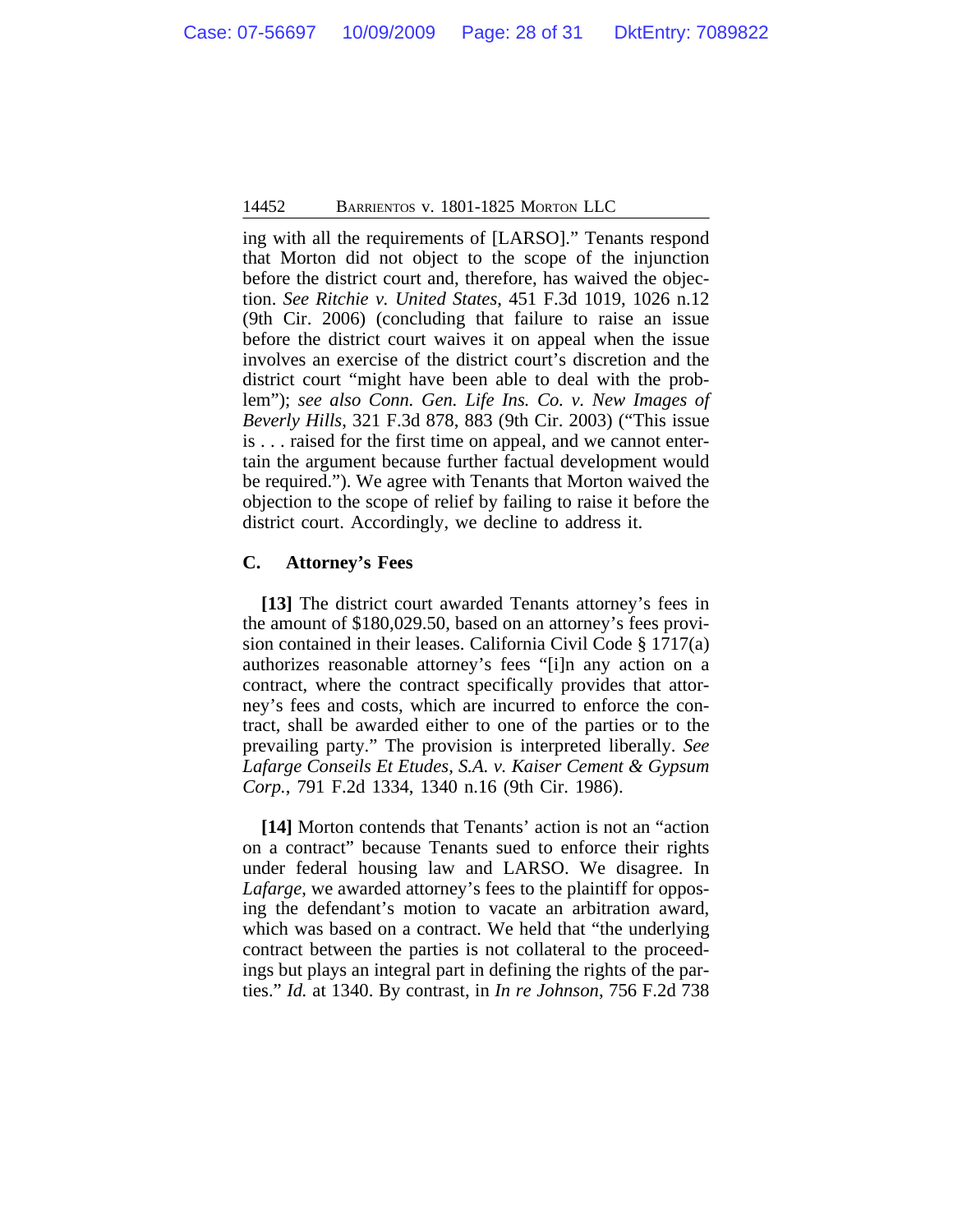ing with all the requirements of [LARSO].” Tenants respond that Morton did not object to the scope of the injunction before the district court and, therefore, has waived the objection. *See Ritchie v. United States*, 451 F.3d 1019, 1026 n.12 (9th Cir. 2006) (concluding that failure to raise an issue before the district court waives it on appeal when the issue involves an exercise of the district court’s discretion and the district court “might have been able to deal with the problem”); *see also Conn. Gen. Life Ins. Co. v. New Images of Beverly Hills*, 321 F.3d 878, 883 (9th Cir. 2003) (“This issue is . . . raised for the first time on appeal, and we cannot entertain the argument because further factual development would be required.”). We agree with Tenants that Morton waived the objection to the scope of relief by failing to raise it before the district court. Accordingly, we decline to address it.

### C. Attorney’s Fees

**[13]** The district court awarded Tenants attorney’s fees in the amount of $180,029.50, based on an attorney’s fees provision contained in their leases. California Civil Code § 1717(a) authorizes reasonable attorney’s fees “[i]n any action on a contract, where the contract specifically provides that attorney’s fees and costs, which are incurred to enforce the contract, shall be awarded either to one of the parties or to the prevailing party.” The provision is interpreted liberally. *See Lafarge Conseils Et Etudes, S.A. v. Kaiser Cement & Gypsum Corp.*, 791 F.2d 1334, 1340 n.16 (9th Cir. 1986).

**[14]** Morton contends that Tenants’ action is not an “action on a contract” because Tenants sued to enforce their rights under federal housing law and LARSO. We disagree. In *Lafarge*, we awarded attorney’s fees to the plaintiff for opposing the defendant’s motion to vacate an arbitration award, which was based on a contract. We held that “the underlying contract between the parties is not collateral to the proceedings but plays an integral part in defining the rights of the parties.” *Id.* at 1340. By contrast, in *In re Johnson*, 756 F.2d 738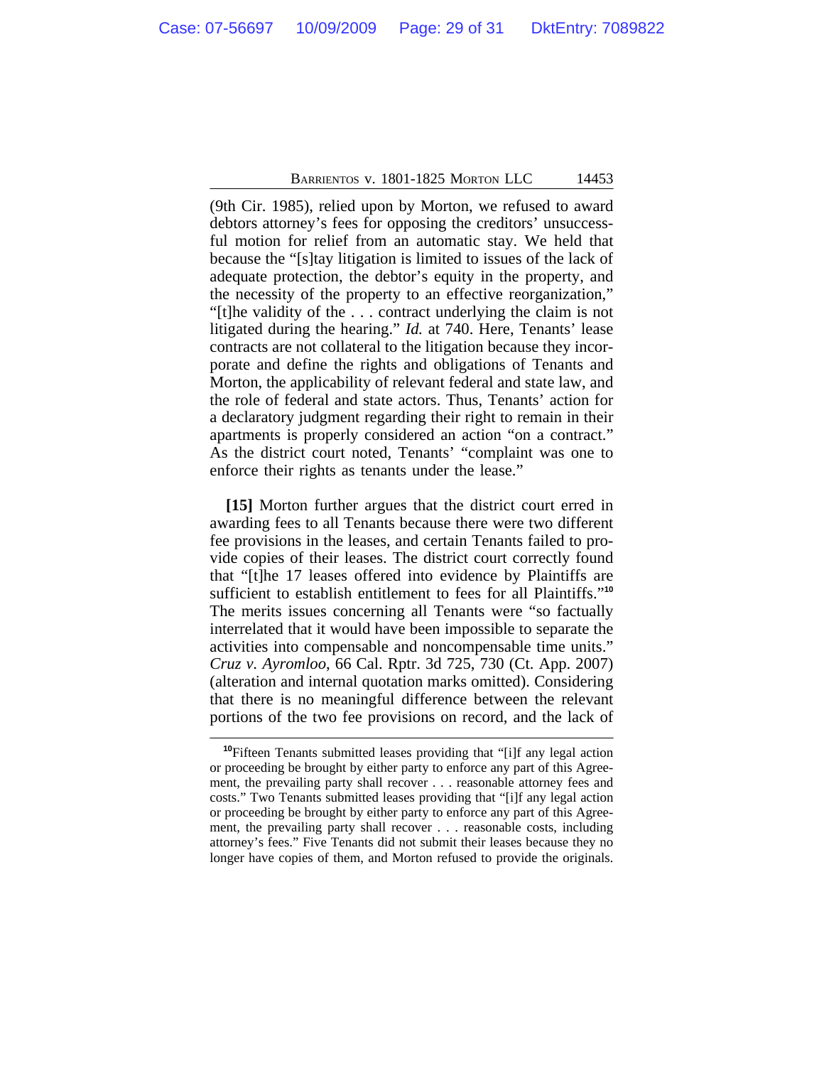(9th Cir. 1985), relied upon by Morton, we refused to award debtors attorney's fees for opposing the creditors' unsuccessful motion for relief from an automatic stay. We held that because the "[s]tay litigation is limited to issues of the lack of adequate protection, the debtor's equity in the property, and the necessity of the property to an effective reorganization," "[t]he validity of the . . . contract underlying the claim is not litigated during the hearing." *Id.* at 740. Here, Tenants' lease contracts are not collateral to the litigation because they incorporate and define the rights and obligations of Tenants and Morton, the applicability of relevant federal and state law, and the role of federal and state actors. Thus, Tenants' action for a declaratory judgment regarding their right to remain in their apartments is properly considered an action "on a contract." As the district court noted, Tenants' "complaint was one to enforce their rights as tenants under the lease."

**[15]** Morton further argues that the district court erred in awarding fees to all Tenants because there were two different fee provisions in the leases, and certain Tenants failed to provide copies of their leases. The district court correctly found that "[t]he 17 leases offered into evidence by Plaintiffs are sufficient to establish entitlement to fees for all Plaintiffs."[10] The merits issues concerning all Tenants were "so factually interrelated that it would have been impossible to separate the activities into compensable and noncompensable time units." *Cruz v. Ayromloo*, 66 Cal. Rptr. 3d 725, 730 (Ct. App. 2007) (alteration and internal quotation marks omitted). Considering that there is no meaningful difference between the relevant portions of the two fee provisions on record, and the lack of

---

[10]Fifteen Tenants submitted leases providing that "[i]f any legal action or proceeding be brought by either party to enforce any part of this Agreement, the prevailing party shall recover . . . reasonable attorney fees and costs." Two Tenants submitted leases providing that "[i]f any legal action or proceeding be brought by either party to enforce any part of this Agreement, the prevailing party shall recover . . . reasonable costs, including attorney's fees." Five Tenants did not submit their leases because they no longer have copies of them, and Morton refused to provide the originals.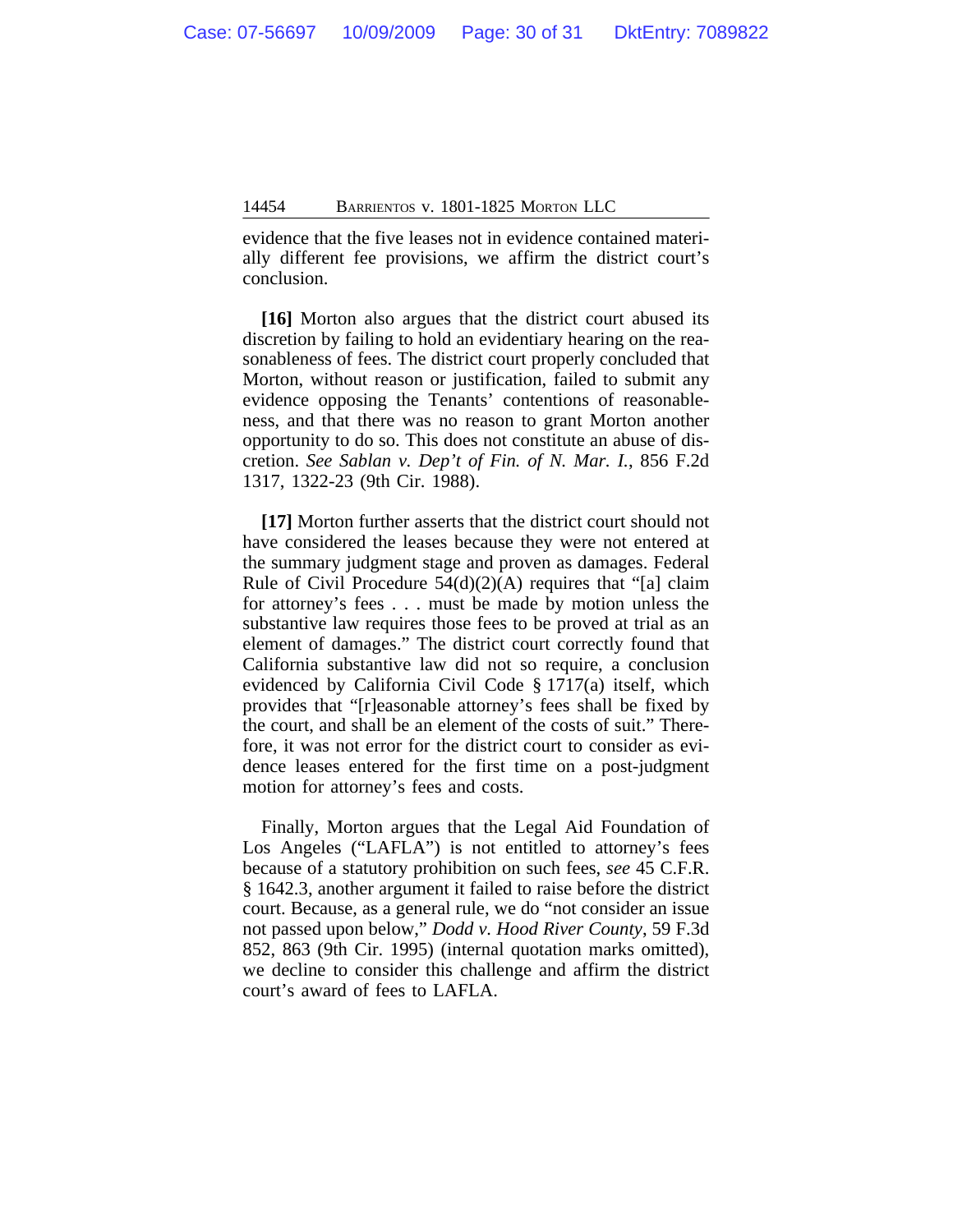evidence that the five leases not in evidence contained materially different fee provisions, we affirm the district court's conclusion.

**[16]** Morton also argues that the district court abused its discretion by failing to hold an evidentiary hearing on the reasonableness of fees. The district court properly concluded that Morton, without reason or justification, failed to submit any evidence opposing the Tenants' contentions of reasonableness, and that there was no reason to grant Morton another opportunity to do so. This does not constitute an abuse of discretion. *See Sablan v. Dep't of Fin. of N. Mar. I.*, 856 F.2d 1317, 1322-23 (9th Cir. 1988).

**[17]** Morton further asserts that the district court should not have considered the leases because they were not entered at the summary judgment stage and proven as damages. Federal Rule of Civil Procedure 54(d)(2)(A) requires that "[a] claim for attorney's fees . . . must be made by motion unless the substantive law requires those fees to be proved at trial as an element of damages." The district court correctly found that California substantive law did not so require, a conclusion evidenced by California Civil Code § 1717(a) itself, which provides that "[r]easonable attorney's fees shall be fixed by the court, and shall be an element of the costs of suit." Therefore, it was not error for the district court to consider as evidence leases entered for the first time on a post-judgment motion for attorney's fees and costs.

Finally, Morton argues that the Legal Aid Foundation of Los Angeles ("LAFLA") is not entitled to attorney's fees because of a statutory prohibition on such fees, *see* 45 C.F.R. § 1642.3, another argument it failed to raise before the district court. Because, as a general rule, we do "not consider an issue not passed upon below," *Dodd v. Hood River County*, 59 F.3d 852, 863 (9th Cir. 1995) (internal quotation marks omitted), we decline to consider this challenge and affirm the district court's award of fees to LAFLA.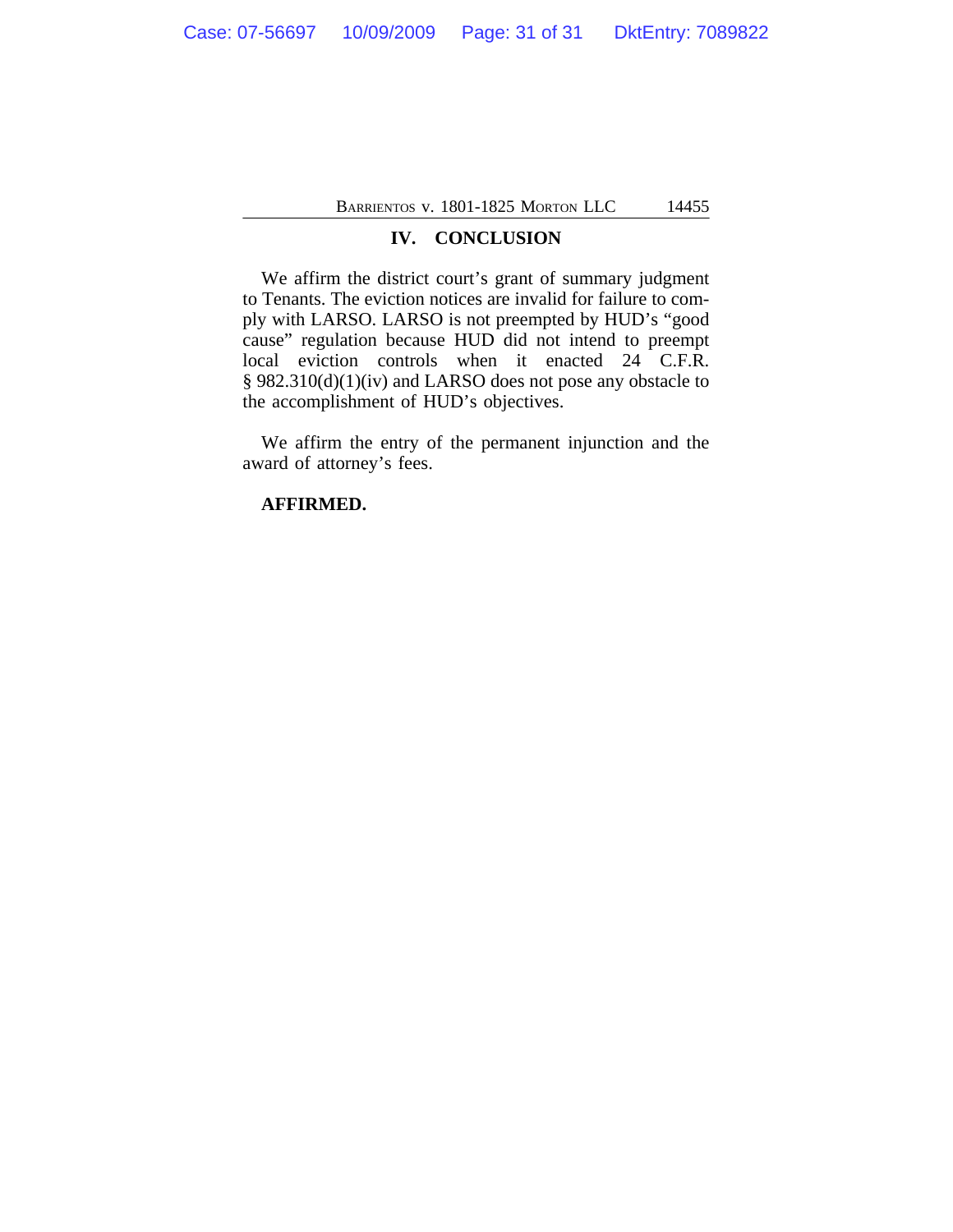## IV. CONCLUSION

We affirm the district court's grant of summary judgment to Tenants. The eviction notices are invalid for failure to comply with LARSO. LARSO is not preempted by HUD's "good cause" regulation because HUD did not intend to preempt local eviction controls when it enacted 24 C.F.R. § 982.310(d)(1)(iv) and LARSO does not pose any obstacle to the accomplishment of HUD's objectives.

We affirm the entry of the permanent injunction and the award of attorney's fees.

**AFFIRMED.**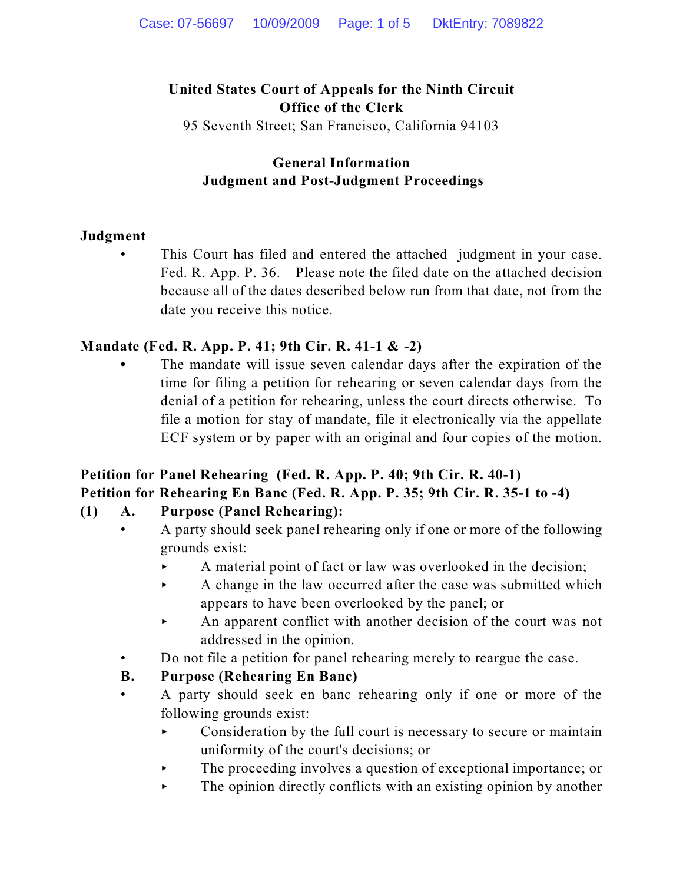**United States Court of Appeals for the Ninth Circuit**
**Office of the Clerk**
95 Seventh Street; San Francisco, California 94103

**General Information**
**Judgment and Post-Judgment Proceedings**

## Judgment

- This Court has filed and entered the attached judgment in your case. Fed. R. App. P. 36. Please note the filed date on the attached decision because all of the dates described below run from that date, not from the date you receive this notice.

## Mandate (Fed. R. App. P. 41; 9th Cir. R. 41-1 & -2)

- The mandate will issue seven calendar days after the expiration of the time for filing a petition for rehearing or seven calendar days from the denial of a petition for rehearing, unless the court directs otherwise. To file a motion for stay of mandate, file it electronically via the appellate ECF system or by paper with an original and four copies of the motion.

## Petition for Panel Rehearing (Fed. R. App. P. 40; 9th Cir. R. 40-1)
## Petition for Rehearing En Banc (Fed. R. App. P. 35; 9th Cir. R. 35-1 to -4)

**(1) A. Purpose (Panel Rehearing):**

- A party should seek panel rehearing only if one or more of the following grounds exist:
  - A material point of fact or law was overlooked in the decision;
  - A change in the law occurred after the case was submitted which appears to have been overlooked by the panel; or
  - An apparent conflict with another decision of the court was not addressed in the opinion.
- Do not file a petition for panel rehearing merely to reargue the case.

**B. Purpose (Rehearing En Banc)**

- A party should seek en banc rehearing only if one or more of the following grounds exist:
  - Consideration by the full court is necessary to secure or maintain uniformity of the court's decisions; or
  - The proceeding involves a question of exceptional importance; or
  - The opinion directly conflicts with an existing opinion by another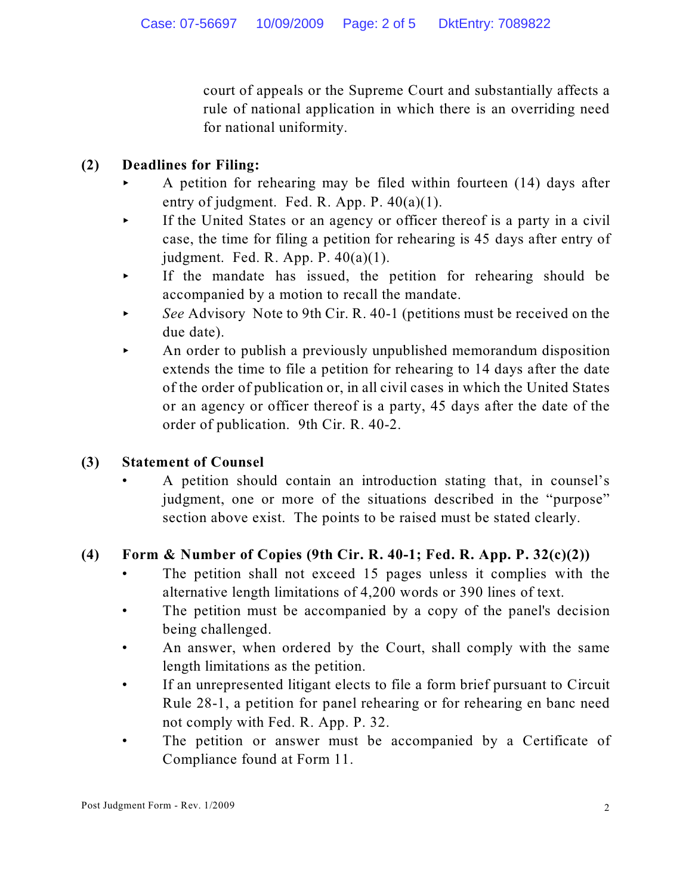court of appeals or the Supreme Court and substantially affects a rule of national application in which there is an overriding need for national uniformity.

**(2) Deadlines for Filing:**

- A petition for rehearing may be filed within fourteen (14) days after entry of judgment. Fed. R. App. P. 40(a)(1).
- If the United States or an agency or officer thereof is a party in a civil case, the time for filing a petition for rehearing is 45 days after entry of judgment. Fed. R. App. P. 40(a)(1).
- If the mandate has issued, the petition for rehearing should be accompanied by a motion to recall the mandate.
- *See* Advisory Note to 9th Cir. R. 40-1 (petitions must be received on the due date).
- An order to publish a previously unpublished memorandum disposition extends the time to file a petition for rehearing to 14 days after the date of the order of publication or, in all civil cases in which the United States or an agency or officer thereof is a party, 45 days after the date of the order of publication. 9th Cir. R. 40-2.

**(3) Statement of Counsel**

- A petition should contain an introduction stating that, in counsel's judgment, one or more of the situations described in the "purpose" section above exist. The points to be raised must be stated clearly.

**(4) Form & Number of Copies (9th Cir. R. 40-1; Fed. R. App. P. 32(c)(2))**

- The petition shall not exceed 15 pages unless it complies with the alternative length limitations of 4,200 words or 390 lines of text.
- The petition must be accompanied by a copy of the panel's decision being challenged.
- An answer, when ordered by the Court, shall comply with the same length limitations as the petition.
- If an unrepresented litigant elects to file a form brief pursuant to Circuit Rule 28-1, a petition for panel rehearing or for rehearing en banc need not comply with Fed. R. App. P. 32.
- The petition or answer must be accompanied by a Certificate of Compliance found at Form 11.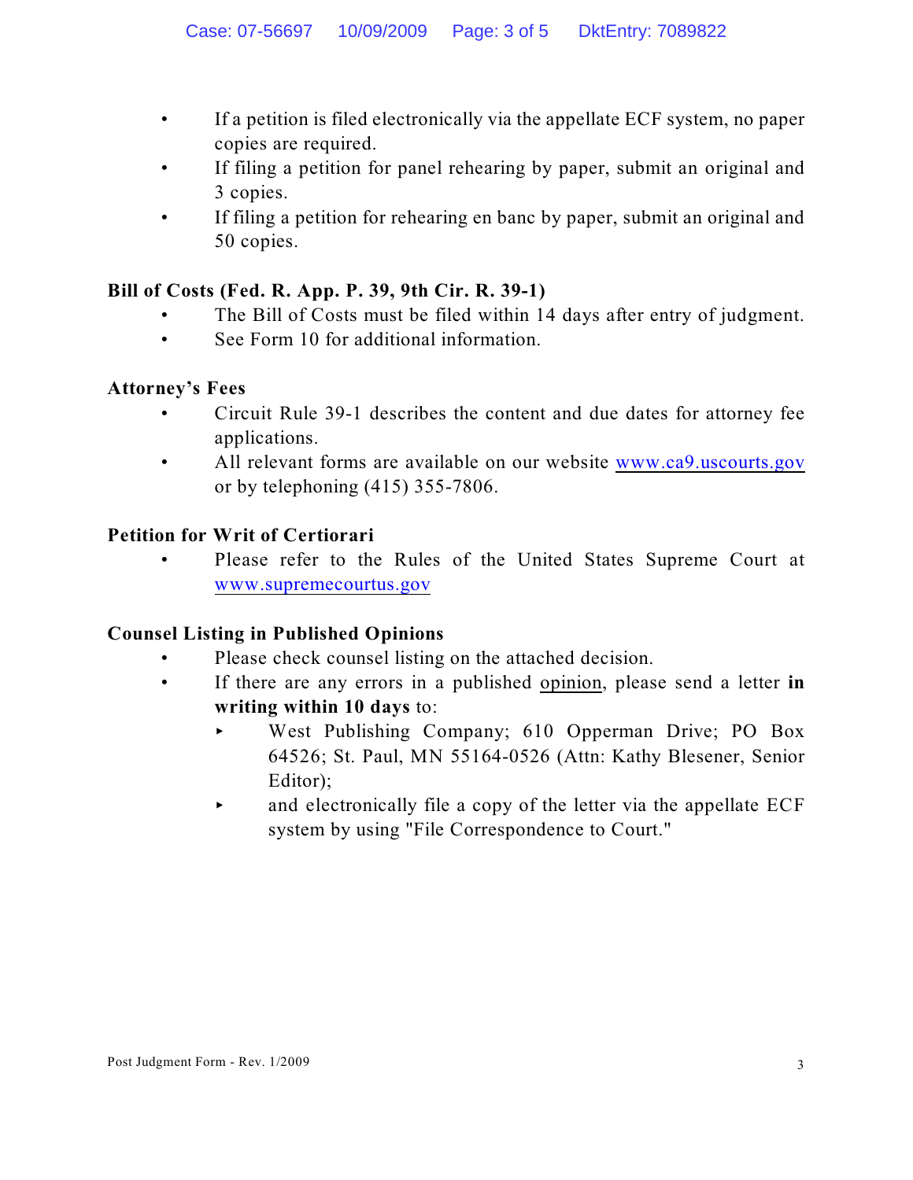- If a petition is filed electronically via the appellate ECF system, no paper copies are required.
- If filing a petition for panel rehearing by paper, submit an original and 3 copies.
- If filing a petition for rehearing en banc by paper, submit an original and 50 copies.

**Bill of Costs (Fed. R. App. P. 39, 9th Cir. R. 39-1)**

- The Bill of Costs must be filed within 14 days after entry of judgment.
- See Form 10 for additional information.

**Attorney's Fees**

- Circuit Rule 39-1 describes the content and due dates for attorney fee applications.
- All relevant forms are available on our website www.ca9.uscourts.gov or by telephoning (415) 355-7806.

**Petition for Writ of Certiorari**

- Please refer to the Rules of the United States Supreme Court at www.supremecourtus.gov

**Counsel Listing in Published Opinions**

- Please check counsel listing on the attached decision.
- If there are any errors in a published opinion, please send a letter **in writing within 10 days** to:
  - West Publishing Company; 610 Opperman Drive; PO Box 64526; St. Paul, MN 55164-0526 (Attn: Kathy Blesener, Senior Editor);
  - and electronically file a copy of the letter via the appellate ECF system by using "File Correspondence to Court."

Post Judgment Form - Rev. 1/2009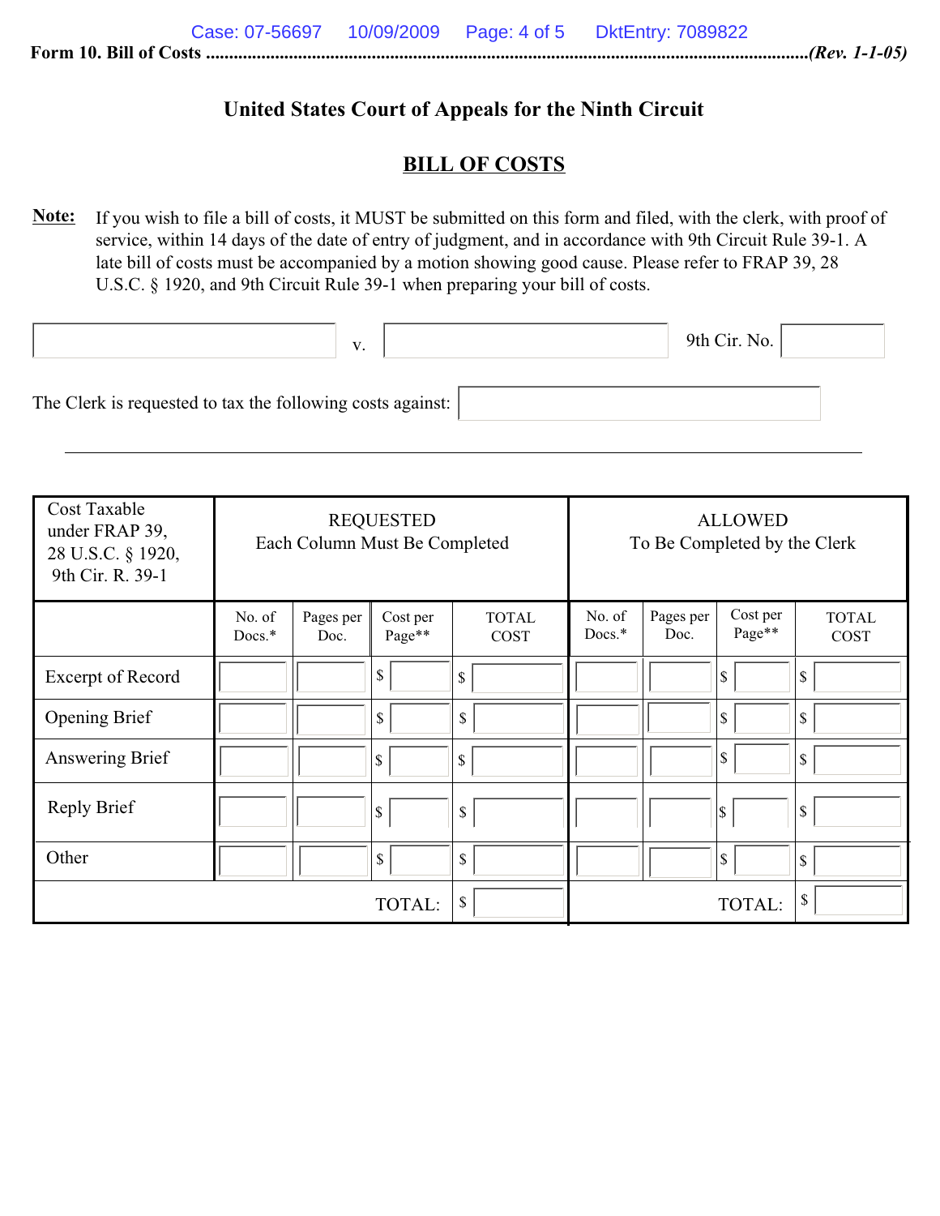**Form 10. Bill of Costs** ................................................................................................................................*(Rev. 1-1-05)*

## United States Court of Appeals for the Ninth Circuit

## BILL OF COSTS

**Note:** If you wish to file a bill of costs, it MUST be submitted on this form and filed, with the clerk, with proof of service, within 14 days of the date of entry of judgment, and in accordance with 9th Circuit Rule 39-1. A late bill of costs must be accompanied by a motion showing good cause. Please refer to FRAP 39, 28 U.S.C. § 1920, and 9th Circuit Rule 39-1 when preparing your bill of costs.

_______________ v. _______________ 9th Cir. No. _______________

The Clerk is requested to tax the following costs against: _______________

| Cost Taxable under FRAP 39, 28 U.S.C. § 1920, 9th Cir. R. 39-1 | REQUESTED Each Column Must Be Completed | | | | ALLOWED To Be Completed by the Clerk | | | |
|---|---|---|---|---|---|---|---|---|
| | No. of Docs.* | Pages per Doc. | Cost per Page** | TOTAL COST | No. of Docs.* | Pages per Doc. | Cost per Page** | TOTAL COST |
| Excerpt of Record | | | $ | $ | | | $ | $ |
| Opening Brief | | | $ | $ | | | $ | $ |
| Answering Brief | | | $ | $ | | | $ | $ |
| Reply Brief | | | $ | $ | | | $ | $ |
| Other | | | $ | $ | | | $ | $ |
| | | | TOTAL: | $ | | | TOTAL: | $ |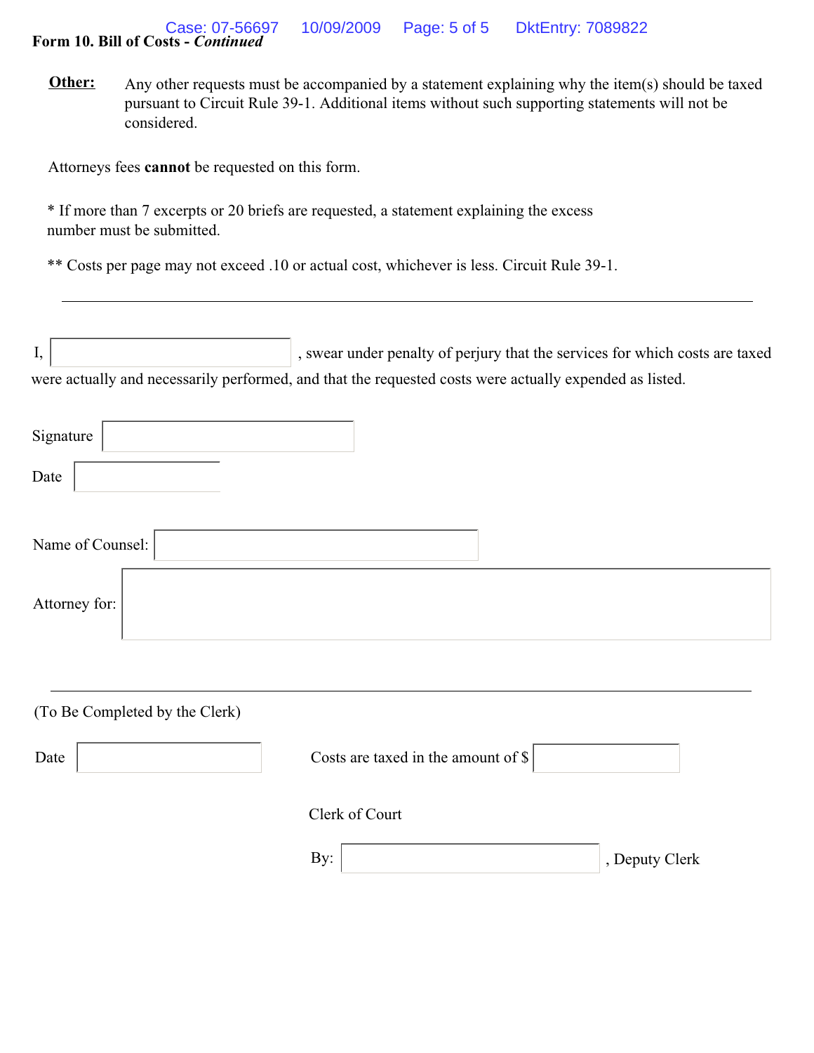**Form 10. Bill of Costs - *Continued***

**Other:** Any other requests must be accompanied by a statement explaining why the item(s) should be taxed pursuant to Circuit Rule 39-1. Additional items without such supporting statements will not be considered.

Attorneys fees **cannot** be requested on this form.

* If more than 7 excerpts or 20 briefs are requested, a statement explaining the excess number must be submitted.

** Costs per page may not exceed .10 or actual cost, whichever is less. Circuit Rule 39-1.

---

I, ____________________, swear under penalty of perjury that the services for which costs are taxed were actually and necessarily performed, and that the requested costs were actually expended as listed.

Signature ____________________

Date ____________________

Name of Counsel: ____________________

Attorney for: ____________________

---

(To Be Completed by the Clerk)

Date ____________________ Costs are taxed in the amount of $ ____________________

Clerk of Court

By: ____________________, Deputy Clerk